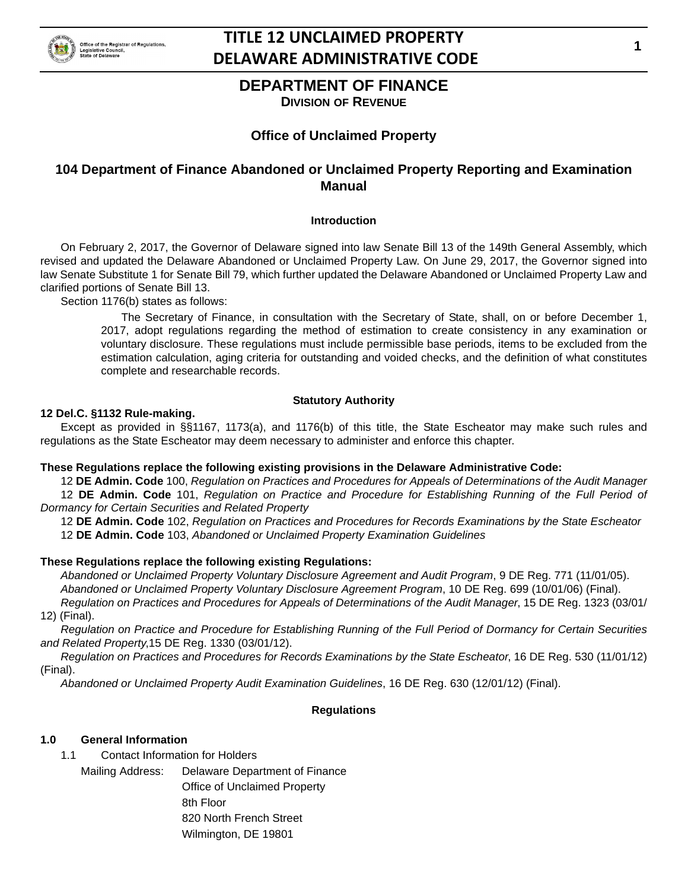# DEPARTMENT OF FINANCE

## DIVISION OF REVENUE

### Office of Unclaimed Property

### 104 Department of Finance Abandoned or Unclaimed Property Reporting and Examination Manual

**Introduction**

On February 2, 2017, the Governor of Delaware signed into law Senate Bill 13 of the 149th General Assembly, which revised and updated the Delaware Abandoned or Unclaimed Property Law. On June 29, 2017, the Governor signed into law Senate Substitute 1 for Senate Bill 79, which further updated the Delaware Abandoned or Unclaimed Property Law and clarified portions of Senate Bill 13.

Section 1176(b) states as follows:

> The Secretary of Finance, in consultation with the Secretary of State, shall, on or before December 1, 2017, adopt regulations regarding the method of estimation to create consistency in any examination or voluntary disclosure. These regulations must include permissible base periods, items to be excluded from the estimation calculation, aging criteria for outstanding and voided checks, and the definition of what constitutes complete and researchable records.

**Statutory Authority**

**12 Del.C. §1132 Rule-making.**

Except as provided in §§1167, 1173(a), and 1176(b) of this title, the State Escheator may make such rules and regulations as the State Escheator may deem necessary to administer and enforce this chapter.

**These Regulations replace the following existing provisions in the Delaware Administrative Code:**

12 **DE Admin. Code** 100, *Regulation on Practices and Procedures for Appeals of Determinations of the Audit Manager*

12 **DE Admin. Code** 101, *Regulation on Practice and Procedure for Establishing Running of the Full Period of Dormancy for Certain Securities and Related Property*

12 **DE Admin. Code** 102, *Regulation on Practices and Procedures for Records Examinations by the State Escheator*

12 **DE Admin. Code** 103, *Abandoned or Unclaimed Property Examination Guidelines*

**These Regulations replace the following existing Regulations:**

*Abandoned or Unclaimed Property Voluntary Disclosure Agreement and Audit Program*, 9 DE Reg. 771 (11/01/05).

*Abandoned or Unclaimed Property Voluntary Disclosure Agreement Program*, 10 DE Reg. 699 (10/01/06) (Final).

*Regulation on Practices and Procedures for Appeals of Determinations of the Audit Manager*, 15 DE Reg. 1323 (03/01/12) (Final).

*Regulation on Practice and Procedure for Establishing Running of the Full Period of Dormancy for Certain Securities and Related Property*,15 DE Reg. 1330 (03/01/12).

*Regulation on Practices and Procedures for Records Examinations by the State Escheator*, 16 DE Reg. 530 (11/01/12) (Final).

*Abandoned or Unclaimed Property Audit Examination Guidelines*, 16 DE Reg. 630 (12/01/12) (Final).

**Regulations**

**1.0 General Information**

1.1 Contact Information for Holders

Mailing Address: Delaware Department of Finance
Office of Unclaimed Property
8th Floor
820 North French Street
Wilmington, DE 19801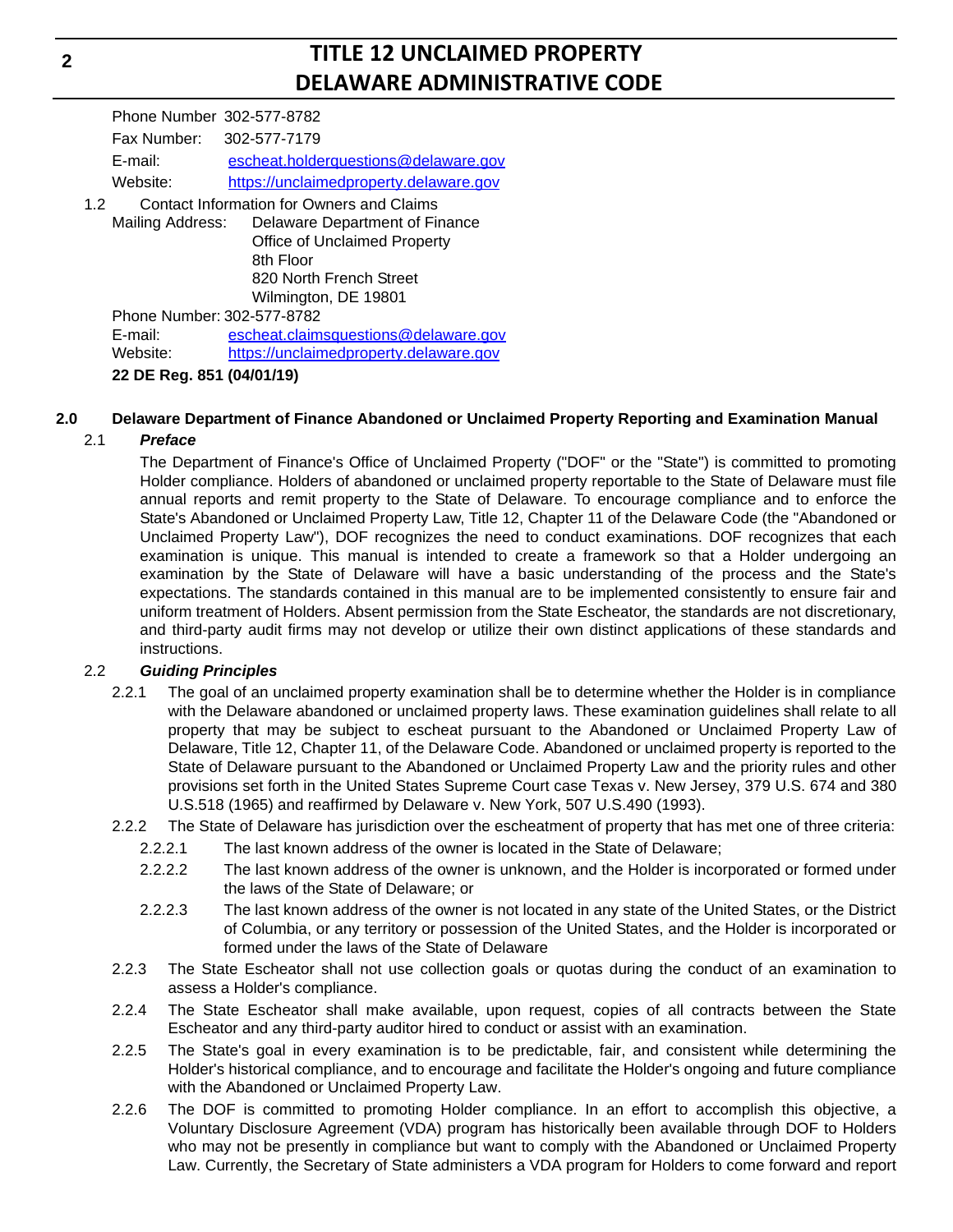Phone Number 302-577-8782

Fax Number: 302-577-7179

E-mail: escheat.holderquestions@delaware.gov

Website: https://unclaimedproperty.delaware.gov

1.2 Contact Information for Owners and Claims

Mailing Address: Delaware Department of Finance
Office of Unclaimed Property
8th Floor
820 North French Street
Wilmington, DE 19801

Phone Number: 302-577-8782

E-mail: escheat.claimsquestions@delaware.gov

Website: https://unclaimedproperty.delaware.gov

**22 DE Reg. 851 (04/01/19)**

## 2.0 Delaware Department of Finance Abandoned or Unclaimed Property Reporting and Examination Manual

### 2.1 *Preface*

The Department of Finance's Office of Unclaimed Property ("DOF" or the "State") is committed to promoting Holder compliance. Holders of abandoned or unclaimed property reportable to the State of Delaware must file annual reports and remit property to the State of Delaware. To encourage compliance and to enforce the State's Abandoned or Unclaimed Property Law, Title 12, Chapter 11 of the Delaware Code (the "Abandoned or Unclaimed Property Law"), DOF recognizes the need to conduct examinations. DOF recognizes that each examination is unique. This manual is intended to create a framework so that a Holder undergoing an examination by the State of Delaware will have a basic understanding of the process and the State's expectations. The standards contained in this manual are to be implemented consistently to ensure fair and uniform treatment of Holders. Absent permission from the State Escheator, the standards are not discretionary, and third-party audit firms may not develop or utilize their own distinct applications of these standards and instructions.

### 2.2 *Guiding Principles*

2.2.1 The goal of an unclaimed property examination shall be to determine whether the Holder is in compliance with the Delaware abandoned or unclaimed property laws. These examination guidelines shall relate to all property that may be subject to escheat pursuant to the Abandoned or Unclaimed Property Law of Delaware, Title 12, Chapter 11, of the Delaware Code. Abandoned or unclaimed property is reported to the State of Delaware pursuant to the Abandoned or Unclaimed Property Law and the priority rules and other provisions set forth in the United States Supreme Court case Texas v. New Jersey, 379 U.S. 674 and 380 U.S.518 (1965) and reaffirmed by Delaware v. New York, 507 U.S.490 (1993).

2.2.2 The State of Delaware has jurisdiction over the escheatment of property that has met one of three criteria:

2.2.2.1 The last known address of the owner is located in the State of Delaware;

2.2.2.2 The last known address of the owner is unknown, and the Holder is incorporated or formed under the laws of the State of Delaware; or

2.2.2.3 The last known address of the owner is not located in any state of the United States, or the District of Columbia, or any territory or possession of the United States, and the Holder is incorporated or formed under the laws of the State of Delaware

2.2.3 The State Escheator shall not use collection goals or quotas during the conduct of an examination to assess a Holder's compliance.

2.2.4 The State Escheator shall make available, upon request, copies of all contracts between the State Escheator and any third-party auditor hired to conduct or assist with an examination.

2.2.5 The State's goal in every examination is to be predictable, fair, and consistent while determining the Holder's historical compliance, and to encourage and facilitate the Holder's ongoing and future compliance with the Abandoned or Unclaimed Property Law.

2.2.6 The DOF is committed to promoting Holder compliance. In an effort to accomplish this objective, a Voluntary Disclosure Agreement (VDA) program has historically been available through DOF to Holders who may not be presently in compliance but want to comply with the Abandoned or Unclaimed Property Law. Currently, the Secretary of State administers a VDA program for Holders to come forward and report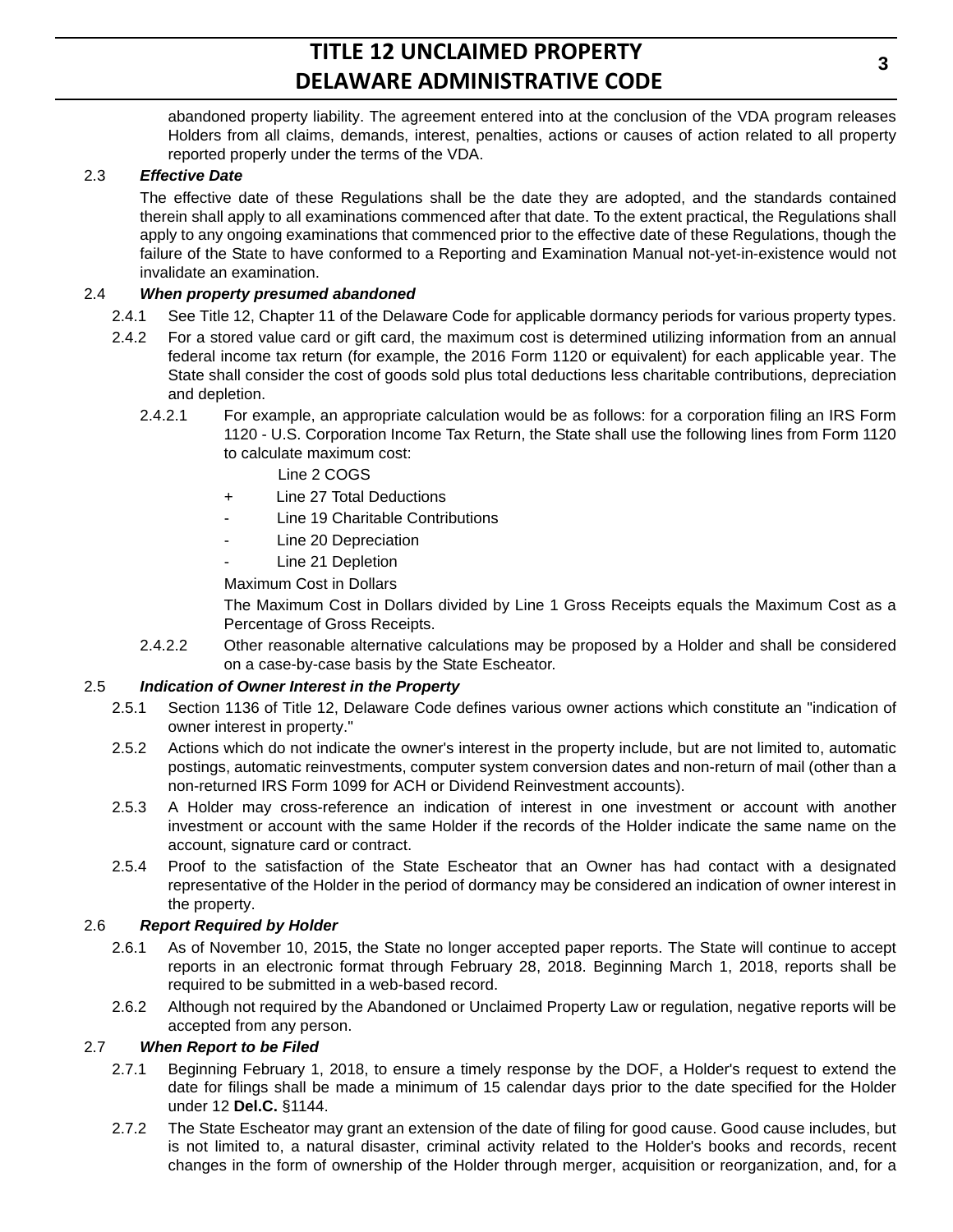abandoned property liability. The agreement entered into at the conclusion of the VDA program releases Holders from all claims, demands, interest, penalties, actions or causes of action related to all property reported properly under the terms of the VDA.

2.3 ***Effective Date***

The effective date of these Regulations shall be the date they are adopted, and the standards contained therein shall apply to all examinations commenced after that date. To the extent practical, the Regulations shall apply to any ongoing examinations that commenced prior to the effective date of these Regulations, though the failure of the State to have conformed to a Reporting and Examination Manual not-yet-in-existence would not invalidate an examination.

2.4 ***When property presumed abandoned***

2.4.1 See Title 12, Chapter 11 of the Delaware Code for applicable dormancy periods for various property types.

2.4.2 For a stored value card or gift card, the maximum cost is determined utilizing information from an annual federal income tax return (for example, the 2016 Form 1120 or equivalent) for each applicable year. The State shall consider the cost of goods sold plus total deductions less charitable contributions, depreciation and depletion.

2.4.2.1 For example, an appropriate calculation would be as follows: for a corporation filing an IRS Form 1120 - U.S. Corporation Income Tax Return, the State shall use the following lines from Form 1120 to calculate maximum cost:

  Line 2 COGS
+ Line 27 Total Deductions
- Line 19 Charitable Contributions
- Line 20 Depreciation
- Line 21 Depletion

Maximum Cost in Dollars

The Maximum Cost in Dollars divided by Line 1 Gross Receipts equals the Maximum Cost as a Percentage of Gross Receipts.

2.4.2.2 Other reasonable alternative calculations may be proposed by a Holder and shall be considered on a case-by-case basis by the State Escheator.

2.5 ***Indication of Owner Interest in the Property***

2.5.1 Section 1136 of Title 12, Delaware Code defines various owner actions which constitute an "indication of owner interest in property."

2.5.2 Actions which do not indicate the owner's interest in the property include, but are not limited to, automatic postings, automatic reinvestments, computer system conversion dates and non-return of mail (other than a non-returned IRS Form 1099 for ACH or Dividend Reinvestment accounts).

2.5.3 A Holder may cross-reference an indication of interest in one investment or account with another investment or account with the same Holder if the records of the Holder indicate the same name on the account, signature card or contract.

2.5.4 Proof to the satisfaction of the State Escheator that an Owner has had contact with a designated representative of the Holder in the period of dormancy may be considered an indication of owner interest in the property.

2.6 ***Report Required by Holder***

2.6.1 As of November 10, 2015, the State no longer accepted paper reports. The State will continue to accept reports in an electronic format through February 28, 2018. Beginning March 1, 2018, reports shall be required to be submitted in a web-based record.

2.6.2 Although not required by the Abandoned or Unclaimed Property Law or regulation, negative reports will be accepted from any person.

2.7 ***When Report to be Filed***

2.7.1 Beginning February 1, 2018, to ensure a timely response by the DOF, a Holder's request to extend the date for filings shall be made a minimum of 15 calendar days prior to the date specified for the Holder under 12 **Del.C.** §1144.

2.7.2 The State Escheator may grant an extension of the date of filing for good cause. Good cause includes, but is not limited to, a natural disaster, criminal activity related to the Holder's books and records, recent changes in the form of ownership of the Holder through merger, acquisition or reorganization, and, for a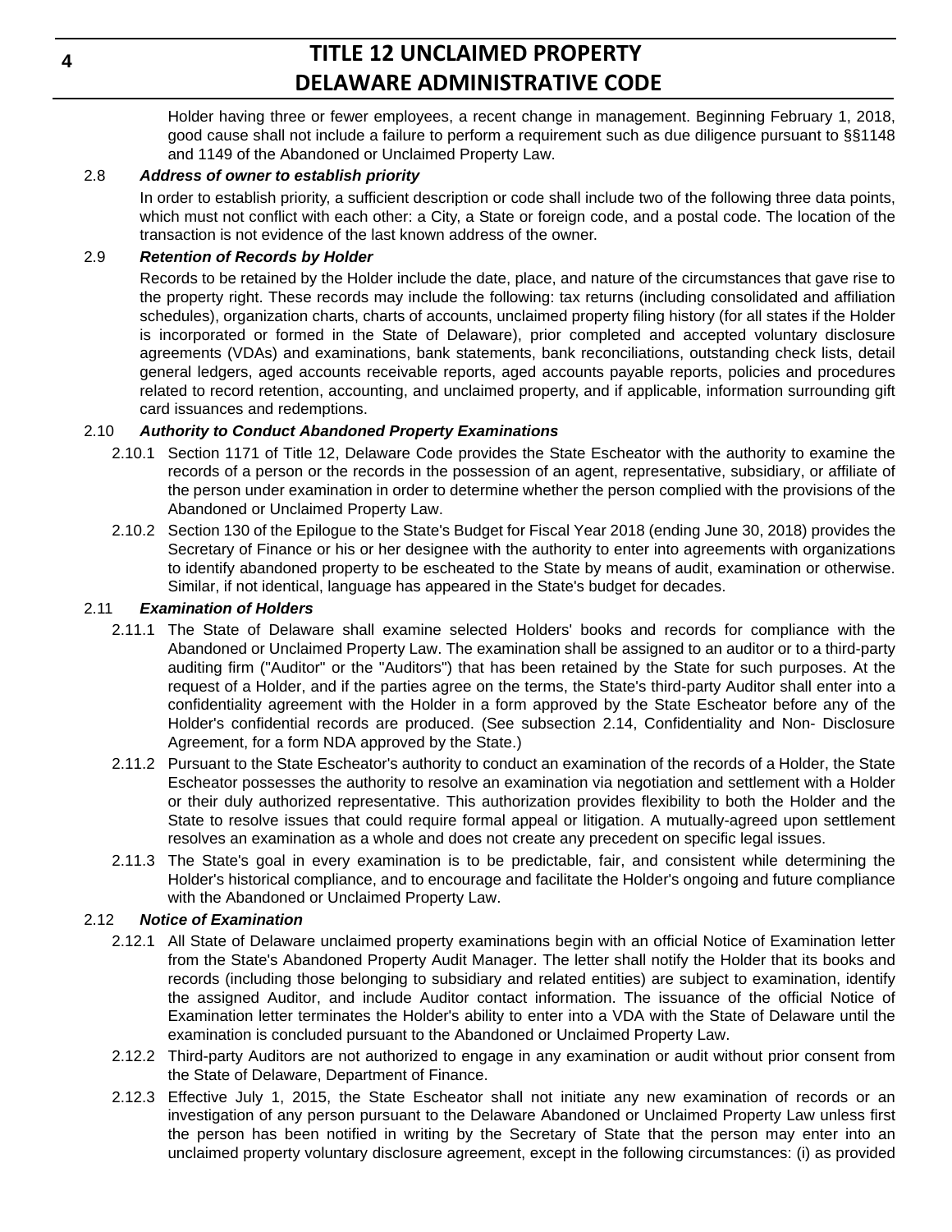Holder having three or fewer employees, a recent change in management. Beginning February 1, 2018, good cause shall not include a failure to perform a requirement such as due diligence pursuant to §§1148 and 1149 of the Abandoned or Unclaimed Property Law.

2.8 ***Address of owner to establish priority***

In order to establish priority, a sufficient description or code shall include two of the following three data points, which must not conflict with each other: a City, a State or foreign code, and a postal code. The location of the transaction is not evidence of the last known address of the owner.

2.9 ***Retention of Records by Holder***

Records to be retained by the Holder include the date, place, and nature of the circumstances that gave rise to the property right. These records may include the following: tax returns (including consolidated and affiliation schedules), organization charts, charts of accounts, unclaimed property filing history (for all states if the Holder is incorporated or formed in the State of Delaware), prior completed and accepted voluntary disclosure agreements (VDAs) and examinations, bank statements, bank reconciliations, outstanding check lists, detail general ledgers, aged accounts receivable reports, aged accounts payable reports, policies and procedures related to record retention, accounting, and unclaimed property, and if applicable, information surrounding gift card issuances and redemptions.

2.10 ***Authority to Conduct Abandoned Property Examinations***

2.10.1 Section 1171 of Title 12, Delaware Code provides the State Escheator with the authority to examine the records of a person or the records in the possession of an agent, representative, subsidiary, or affiliate of the person under examination in order to determine whether the person complied with the provisions of the Abandoned or Unclaimed Property Law.

2.10.2 Section 130 of the Epilogue to the State's Budget for Fiscal Year 2018 (ending June 30, 2018) provides the Secretary of Finance or his or her designee with the authority to enter into agreements with organizations to identify abandoned property to be escheated to the State by means of audit, examination or otherwise. Similar, if not identical, language has appeared in the State's budget for decades.

2.11 ***Examination of Holders***

2.11.1 The State of Delaware shall examine selected Holders' books and records for compliance with the Abandoned or Unclaimed Property Law. The examination shall be assigned to an auditor or to a third-party auditing firm ("Auditor" or the "Auditors") that has been retained by the State for such purposes. At the request of a Holder, and if the parties agree on the terms, the State's third-party Auditor shall enter into a confidentiality agreement with the Holder in a form approved by the State Escheator before any of the Holder's confidential records are produced. (See subsection 2.14, Confidentiality and Non- Disclosure Agreement, for a form NDA approved by the State.)

2.11.2 Pursuant to the State Escheator's authority to conduct an examination of the records of a Holder, the State Escheator possesses the authority to resolve an examination via negotiation and settlement with a Holder or their duly authorized representative. This authorization provides flexibility to both the Holder and the State to resolve issues that could require formal appeal or litigation. A mutually-agreed upon settlement resolves an examination as a whole and does not create any precedent on specific legal issues.

2.11.3 The State's goal in every examination is to be predictable, fair, and consistent while determining the Holder's historical compliance, and to encourage and facilitate the Holder's ongoing and future compliance with the Abandoned or Unclaimed Property Law.

2.12 ***Notice of Examination***

2.12.1 All State of Delaware unclaimed property examinations begin with an official Notice of Examination letter from the State's Abandoned Property Audit Manager. The letter shall notify the Holder that its books and records (including those belonging to subsidiary and related entities) are subject to examination, identify the assigned Auditor, and include Auditor contact information. The issuance of the official Notice of Examination letter terminates the Holder's ability to enter into a VDA with the State of Delaware until the examination is concluded pursuant to the Abandoned or Unclaimed Property Law.

2.12.2 Third-party Auditors are not authorized to engage in any examination or audit without prior consent from the State of Delaware, Department of Finance.

2.12.3 Effective July 1, 2015, the State Escheator shall not initiate any new examination of records or an investigation of any person pursuant to the Delaware Abandoned or Unclaimed Property Law unless first the person has been notified in writing by the Secretary of State that the person may enter into an unclaimed property voluntary disclosure agreement, except in the following circumstances: (i) as provided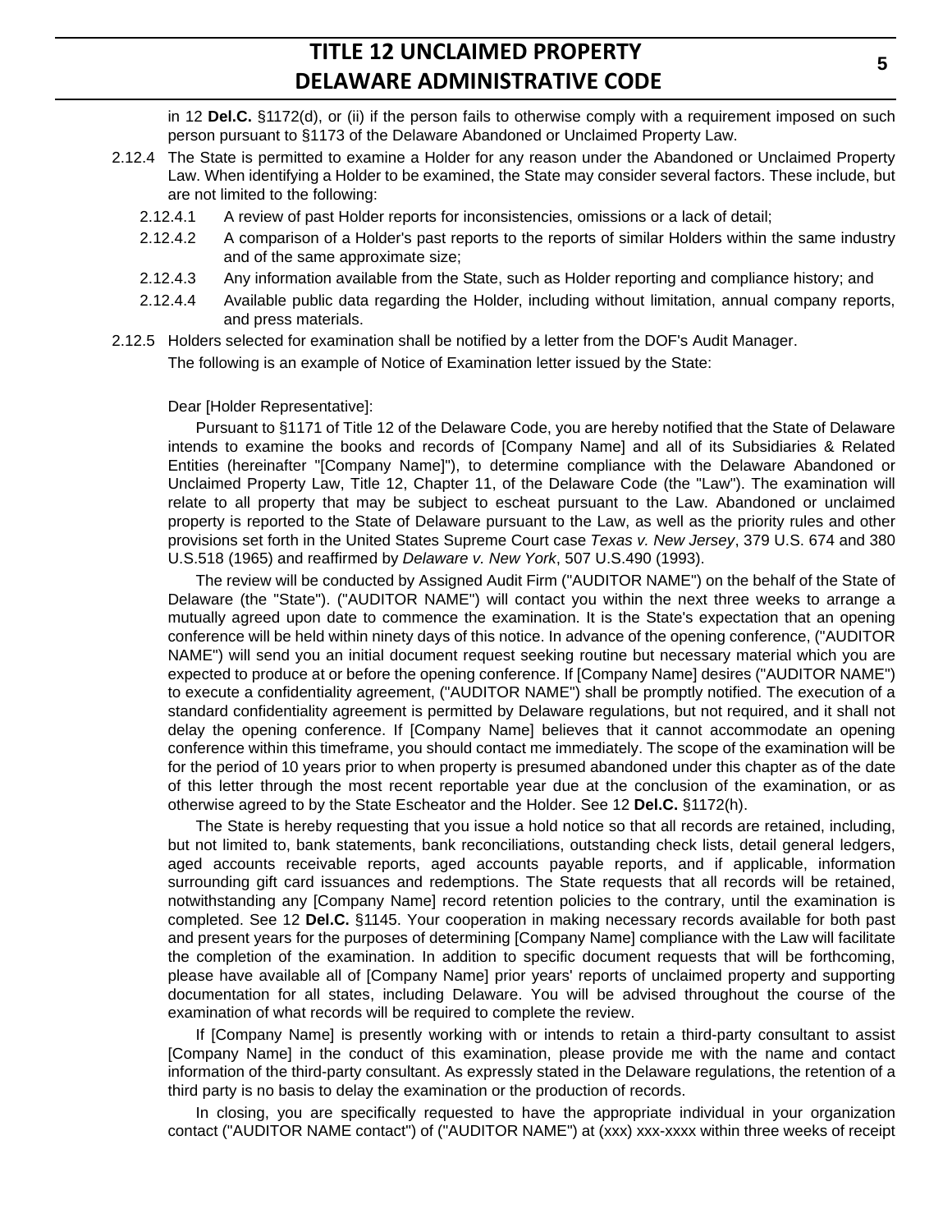in 12 **Del.C.** §1172(d), or (ii) if the person fails to otherwise comply with a requirement imposed on such person pursuant to §1173 of the Delaware Abandoned or Unclaimed Property Law.

2.12.4 The State is permitted to examine a Holder for any reason under the Abandoned or Unclaimed Property Law. When identifying a Holder to be examined, the State may consider several factors. These include, but are not limited to the following:

2.12.4.1 A review of past Holder reports for inconsistencies, omissions or a lack of detail;

2.12.4.2 A comparison of a Holder's past reports to the reports of similar Holders within the same industry and of the same approximate size;

2.12.4.3 Any information available from the State, such as Holder reporting and compliance history; and

2.12.4.4 Available public data regarding the Holder, including without limitation, annual company reports, and press materials.

2.12.5 Holders selected for examination shall be notified by a letter from the DOF's Audit Manager.

The following is an example of Notice of Examination letter issued by the State:

Dear [Holder Representative]:

Pursuant to §1171 of Title 12 of the Delaware Code, you are hereby notified that the State of Delaware intends to examine the books and records of [Company Name] and all of its Subsidiaries & Related Entities (hereinafter "[Company Name]"), to determine compliance with the Delaware Abandoned or Unclaimed Property Law, Title 12, Chapter 11, of the Delaware Code (the "Law"). The examination will relate to all property that may be subject to escheat pursuant to the Law. Abandoned or unclaimed property is reported to the State of Delaware pursuant to the Law, as well as the priority rules and other provisions set forth in the United States Supreme Court case *Texas v. New Jersey*, 379 U.S. 674 and 380 U.S.518 (1965) and reaffirmed by *Delaware v. New York*, 507 U.S.490 (1993).

The review will be conducted by Assigned Audit Firm ("AUDITOR NAME") on the behalf of the State of Delaware (the "State"). ("AUDITOR NAME") will contact you within the next three weeks to arrange a mutually agreed upon date to commence the examination. It is the State's expectation that an opening conference will be held within ninety days of this notice. In advance of the opening conference, ("AUDITOR NAME") will send you an initial document request seeking routine but necessary material which you are expected to produce at or before the opening conference. If [Company Name] desires ("AUDITOR NAME") to execute a confidentiality agreement, ("AUDITOR NAME") shall be promptly notified. The execution of a standard confidentiality agreement is permitted by Delaware regulations, but not required, and it shall not delay the opening conference. If [Company Name] believes that it cannot accommodate an opening conference within this timeframe, you should contact me immediately. The scope of the examination will be for the period of 10 years prior to when property is presumed abandoned under this chapter as of the date of this letter through the most recent reportable year due at the conclusion of the examination, or as otherwise agreed to by the State Escheator and the Holder. See 12 **Del.C.** §1172(h).

The State is hereby requesting that you issue a hold notice so that all records are retained, including, but not limited to, bank statements, bank reconciliations, outstanding check lists, detail general ledgers, aged accounts receivable reports, aged accounts payable reports, and if applicable, information surrounding gift card issuances and redemptions. The State requests that all records will be retained, notwithstanding any [Company Name] record retention policies to the contrary, until the examination is completed. See 12 **Del.C.** §1145. Your cooperation in making necessary records available for both past and present years for the purposes of determining [Company Name] compliance with the Law will facilitate the completion of the examination. In addition to specific document requests that will be forthcoming, please have available all of [Company Name] prior years' reports of unclaimed property and supporting documentation for all states, including Delaware. You will be advised throughout the course of the examination of what records will be required to complete the review.

If [Company Name] is presently working with or intends to retain a third-party consultant to assist [Company Name] in the conduct of this examination, please provide me with the name and contact information of the third-party consultant. As expressly stated in the Delaware regulations, the retention of a third party is no basis to delay the examination or the production of records.

In closing, you are specifically requested to have the appropriate individual in your organization contact ("AUDITOR NAME contact") of ("AUDITOR NAME") at (xxx) xxx-xxxx within three weeks of receipt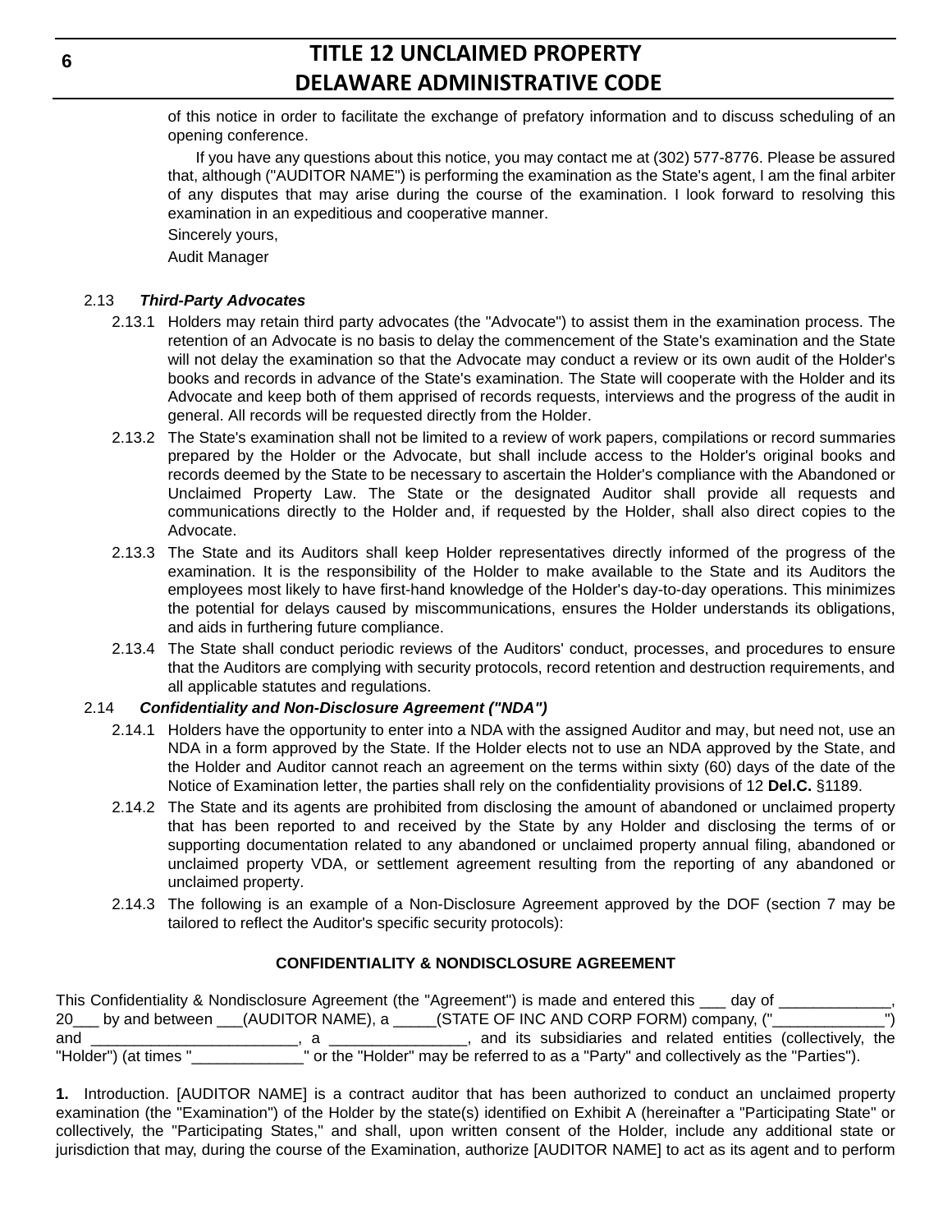of this notice in order to facilitate the exchange of prefatory information and to discuss scheduling of an opening conference.

If you have any questions about this notice, you may contact me at (302) 577-8776. Please be assured that, although ("AUDITOR NAME") is performing the examination as the State's agent, I am the final arbiter of any disputes that may arise during the course of the examination. I look forward to resolving this examination in an expeditious and cooperative manner.

Sincerely yours,

Audit Manager

2.13 ***Third-Party Advocates***

2.13.1 Holders may retain third party advocates (the "Advocate") to assist them in the examination process. The retention of an Advocate is no basis to delay the commencement of the State's examination and the State will not delay the examination so that the Advocate may conduct a review or its own audit of the Holder's books and records in advance of the State's examination. The State will cooperate with the Holder and its Advocate and keep both of them apprised of records requests, interviews and the progress of the audit in general. All records will be requested directly from the Holder.

2.13.2 The State's examination shall not be limited to a review of work papers, compilations or record summaries prepared by the Holder or the Advocate, but shall include access to the Holder's original books and records deemed by the State to be necessary to ascertain the Holder's compliance with the Abandoned or Unclaimed Property Law. The State or the designated Auditor shall provide all requests and communications directly to the Holder and, if requested by the Holder, shall also direct copies to the Advocate.

2.13.3 The State and its Auditors shall keep Holder representatives directly informed of the progress of the examination. It is the responsibility of the Holder to make available to the State and its Auditors the employees most likely to have first-hand knowledge of the Holder's day-to-day operations. This minimizes the potential for delays caused by miscommunications, ensures the Holder understands its obligations, and aids in furthering future compliance.

2.13.4 The State shall conduct periodic reviews of the Auditors' conduct, processes, and procedures to ensure that the Auditors are complying with security protocols, record retention and destruction requirements, and all applicable statutes and regulations.

2.14 ***Confidentiality and Non-Disclosure Agreement ("NDA")***

2.14.1 Holders have the opportunity to enter into a NDA with the assigned Auditor and may, but need not, use an NDA in a form approved by the State. If the Holder elects not to use an NDA approved by the State, and the Holder and Auditor cannot reach an agreement on the terms within sixty (60) days of the date of the Notice of Examination letter, the parties shall rely on the confidentiality provisions of 12 **Del.C.** §1189.

2.14.2 The State and its agents are prohibited from disclosing the amount of abandoned or unclaimed property that has been reported to and received by the State by any Holder and disclosing the terms of or supporting documentation related to any abandoned or unclaimed property annual filing, abandoned or unclaimed property VDA, or settlement agreement resulting from the reporting of any abandoned or unclaimed property.

2.14.3 The following is an example of a Non-Disclosure Agreement approved by the DOF (section 7 may be tailored to reflect the Auditor's specific security protocols):

**CONFIDENTIALITY & NONDISCLOSURE AGREEMENT**

This Confidentiality & Nondisclosure Agreement (the "Agreement") is made and entered this ___ day of _____________, 20___ by and between ___(AUDITOR NAME), a _____(STATE OF INC AND CORP FORM) company, ("_____________") and ________________________, a ________________, and its subsidiaries and related entities (collectively, the "Holder") (at times "_____________" or the "Holder" may be referred to as a "Party" and collectively as the "Parties").

**1.** Introduction. [AUDITOR NAME] is a contract auditor that has been authorized to conduct an unclaimed property examination (the "Examination") of the Holder by the state(s) identified on Exhibit A (hereinafter a "Participating State" or collectively, the "Participating States," and shall, upon written consent of the Holder, include any additional state or jurisdiction that may, during the course of the Examination, authorize [AUDITOR NAME] to act as its agent and to perform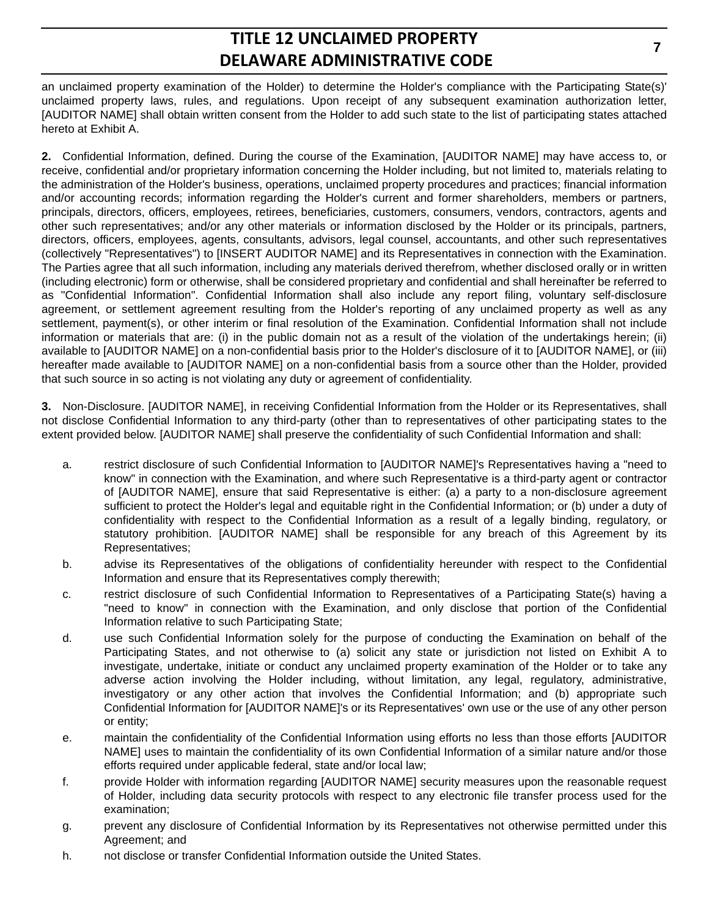an unclaimed property examination of the Holder) to determine the Holder's compliance with the Participating State(s)' unclaimed property laws, rules, and regulations. Upon receipt of any subsequent examination authorization letter, [AUDITOR NAME] shall obtain written consent from the Holder to add such state to the list of participating states attached hereto at Exhibit A.

**2.** Confidential Information, defined. During the course of the Examination, [AUDITOR NAME] may have access to, or receive, confidential and/or proprietary information concerning the Holder including, but not limited to, materials relating to the administration of the Holder's business, operations, unclaimed property procedures and practices; financial information and/or accounting records; information regarding the Holder's current and former shareholders, members or partners, principals, directors, officers, employees, retirees, beneficiaries, customers, consumers, vendors, contractors, agents and other such representatives; and/or any other materials or information disclosed by the Holder or its principals, partners, directors, officers, employees, agents, consultants, advisors, legal counsel, accountants, and other such representatives (collectively "Representatives") to [INSERT AUDITOR NAME] and its Representatives in connection with the Examination. The Parties agree that all such information, including any materials derived therefrom, whether disclosed orally or in written (including electronic) form or otherwise, shall be considered proprietary and confidential and shall hereinafter be referred to as "Confidential Information". Confidential Information shall also include any report filing, voluntary self-disclosure agreement, or settlement agreement resulting from the Holder's reporting of any unclaimed property as well as any settlement, payment(s), or other interim or final resolution of the Examination. Confidential Information shall not include information or materials that are: (i) in the public domain not as a result of the violation of the undertakings herein; (ii) available to [AUDITOR NAME] on a non-confidential basis prior to the Holder's disclosure of it to [AUDITOR NAME], or (iii) hereafter made available to [AUDITOR NAME] on a non-confidential basis from a source other than the Holder, provided that such source in so acting is not violating any duty or agreement of confidentiality.

**3.** Non-Disclosure. [AUDITOR NAME], in receiving Confidential Information from the Holder or its Representatives, shall not disclose Confidential Information to any third-party (other than to representatives of other participating states to the extent provided below. [AUDITOR NAME] shall preserve the confidentiality of such Confidential Information and shall:

a. restrict disclosure of such Confidential Information to [AUDITOR NAME]'s Representatives having a "need to know" in connection with the Examination, and where such Representative is a third-party agent or contractor of [AUDITOR NAME], ensure that said Representative is either: (a) a party to a non-disclosure agreement sufficient to protect the Holder's legal and equitable right in the Confidential Information; or (b) under a duty of confidentiality with respect to the Confidential Information as a result of a legally binding, regulatory, or statutory prohibition. [AUDITOR NAME] shall be responsible for any breach of this Agreement by its Representatives;

b. advise its Representatives of the obligations of confidentiality hereunder with respect to the Confidential Information and ensure that its Representatives comply therewith;

c. restrict disclosure of such Confidential Information to Representatives of a Participating State(s) having a "need to know" in connection with the Examination, and only disclose that portion of the Confidential Information relative to such Participating State;

d. use such Confidential Information solely for the purpose of conducting the Examination on behalf of the Participating States, and not otherwise to (a) solicit any state or jurisdiction not listed on Exhibit A to investigate, undertake, initiate or conduct any unclaimed property examination of the Holder or to take any adverse action involving the Holder including, without limitation, any legal, regulatory, administrative, investigatory or any other action that involves the Confidential Information; and (b) appropriate such Confidential Information for [AUDITOR NAME]'s or its Representatives' own use or the use of any other person or entity;

e. maintain the confidentiality of the Confidential Information using efforts no less than those efforts [AUDITOR NAME] uses to maintain the confidentiality of its own Confidential Information of a similar nature and/or those efforts required under applicable federal, state and/or local law;

f. provide Holder with information regarding [AUDITOR NAME] security measures upon the reasonable request of Holder, including data security protocols with respect to any electronic file transfer process used for the examination;

g. prevent any disclosure of Confidential Information by its Representatives not otherwise permitted under this Agreement; and

h. not disclose or transfer Confidential Information outside the United States.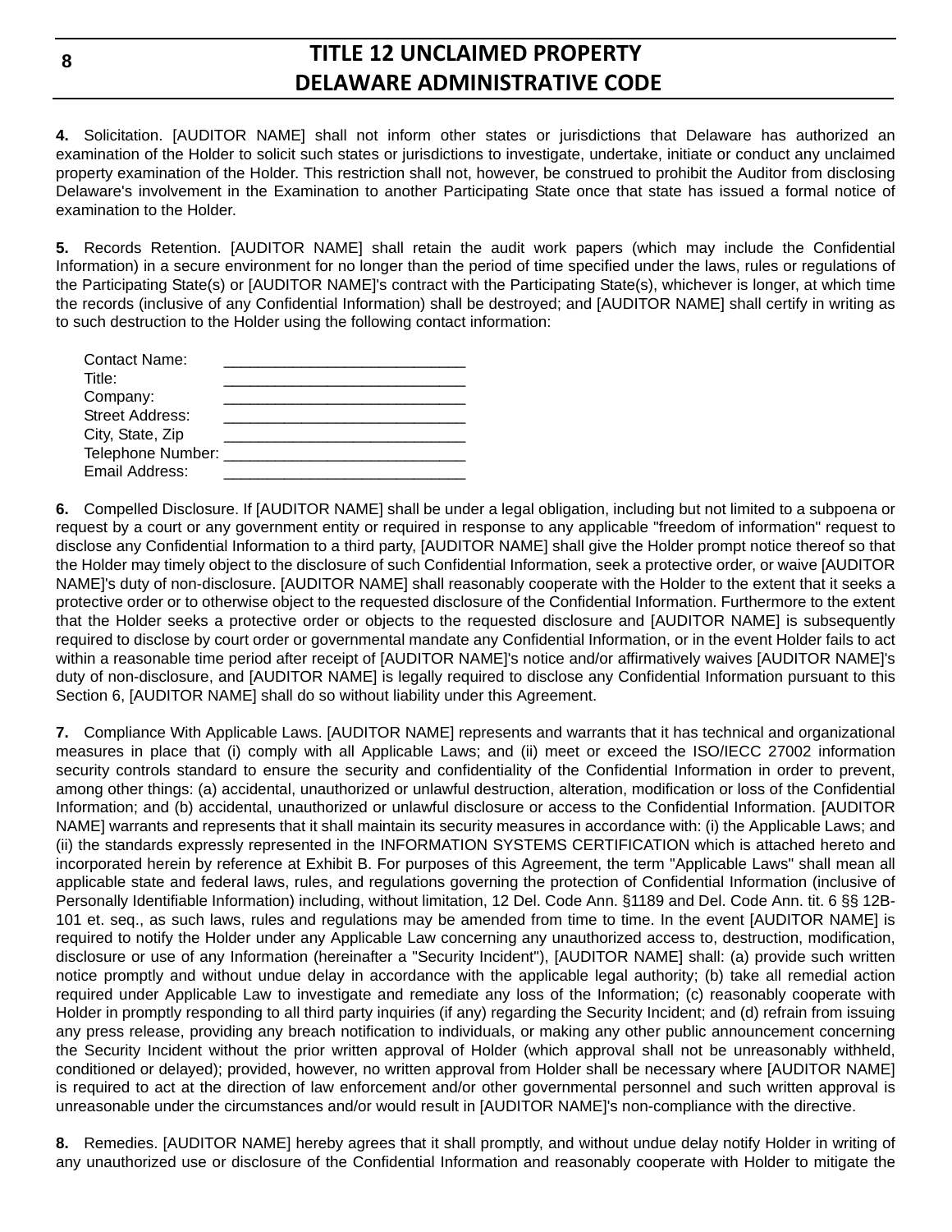**4.** Solicitation. [AUDITOR NAME] shall not inform other states or jurisdictions that Delaware has authorized an examination of the Holder to solicit such states or jurisdictions to investigate, undertake, initiate or conduct any unclaimed property examination of the Holder. This restriction shall not, however, be construed to prohibit the Auditor from disclosing Delaware's involvement in the Examination to another Participating State once that state has issued a formal notice of examination to the Holder.

**5.** Records Retention. [AUDITOR NAME] shall retain the audit work papers (which may include the Confidential Information) in a secure environment for no longer than the period of time specified under the laws, rules or regulations of the Participating State(s) or [AUDITOR NAME]'s contract with the Participating State(s), whichever is longer, at which time the records (inclusive of any Confidential Information) shall be destroyed; and [AUDITOR NAME] shall certify in writing as to such destruction to the Holder using the following contact information:

Contact Name: ____________________________
Title: ____________________________
Company: ____________________________
Street Address: ____________________________
City, State, Zip ____________________________
Telephone Number: ____________________________
Email Address: ____________________________

**6.** Compelled Disclosure. If [AUDITOR NAME] shall be under a legal obligation, including but not limited to a subpoena or request by a court or any government entity or required in response to any applicable "freedom of information" request to disclose any Confidential Information to a third party, [AUDITOR NAME] shall give the Holder prompt notice thereof so that the Holder may timely object to the disclosure of such Confidential Information, seek a protective order, or waive [AUDITOR NAME]'s duty of non-disclosure. [AUDITOR NAME] shall reasonably cooperate with the Holder to the extent that it seeks a protective order or to otherwise object to the requested disclosure of the Confidential Information. Furthermore to the extent that the Holder seeks a protective order or objects to the requested disclosure and [AUDITOR NAME] is subsequently required to disclose by court order or governmental mandate any Confidential Information, or in the event Holder fails to act within a reasonable time period after receipt of [AUDITOR NAME]'s notice and/or affirmatively waives [AUDITOR NAME]'s duty of non-disclosure, and [AUDITOR NAME] is legally required to disclose any Confidential Information pursuant to this Section 6, [AUDITOR NAME] shall do so without liability under this Agreement.

**7.** Compliance With Applicable Laws. [AUDITOR NAME] represents and warrants that it has technical and organizational measures in place that (i) comply with all Applicable Laws; and (ii) meet or exceed the ISO/IECC 27002 information security controls standard to ensure the security and confidentiality of the Confidential Information in order to prevent, among other things: (a) accidental, unauthorized or unlawful destruction, alteration, modification or loss of the Confidential Information; and (b) accidental, unauthorized or unlawful disclosure or access to the Confidential Information. [AUDITOR NAME] warrants and represents that it shall maintain its security measures in accordance with: (i) the Applicable Laws; and (ii) the standards expressly represented in the INFORMATION SYSTEMS CERTIFICATION which is attached hereto and incorporated herein by reference at Exhibit B. For purposes of this Agreement, the term "Applicable Laws" shall mean all applicable state and federal laws, rules, and regulations governing the protection of Confidential Information (inclusive of Personally Identifiable Information) including, without limitation, 12 Del. Code Ann. §1189 and Del. Code Ann. tit. 6 §§ 12B-101 et. seq., as such laws, rules and regulations may be amended from time to time. In the event [AUDITOR NAME] is required to notify the Holder under any Applicable Law concerning any unauthorized access to, destruction, modification, disclosure or use of any Information (hereinafter a "Security Incident"), [AUDITOR NAME] shall: (a) provide such written notice promptly and without undue delay in accordance with the applicable legal authority; (b) take all remedial action required under Applicable Law to investigate and remediate any loss of the Information; (c) reasonably cooperate with Holder in promptly responding to all third party inquiries (if any) regarding the Security Incident; and (d) refrain from issuing any press release, providing any breach notification to individuals, or making any other public announcement concerning the Security Incident without the prior written approval of Holder (which approval shall not be unreasonably withheld, conditioned or delayed); provided, however, no written approval from Holder shall be necessary where [AUDITOR NAME] is required to act at the direction of law enforcement and/or other governmental personnel and such written approval is unreasonable under the circumstances and/or would result in [AUDITOR NAME]'s non-compliance with the directive.

**8.** Remedies. [AUDITOR NAME] hereby agrees that it shall promptly, and without undue delay notify Holder in writing of any unauthorized use or disclosure of the Confidential Information and reasonably cooperate with Holder to mitigate the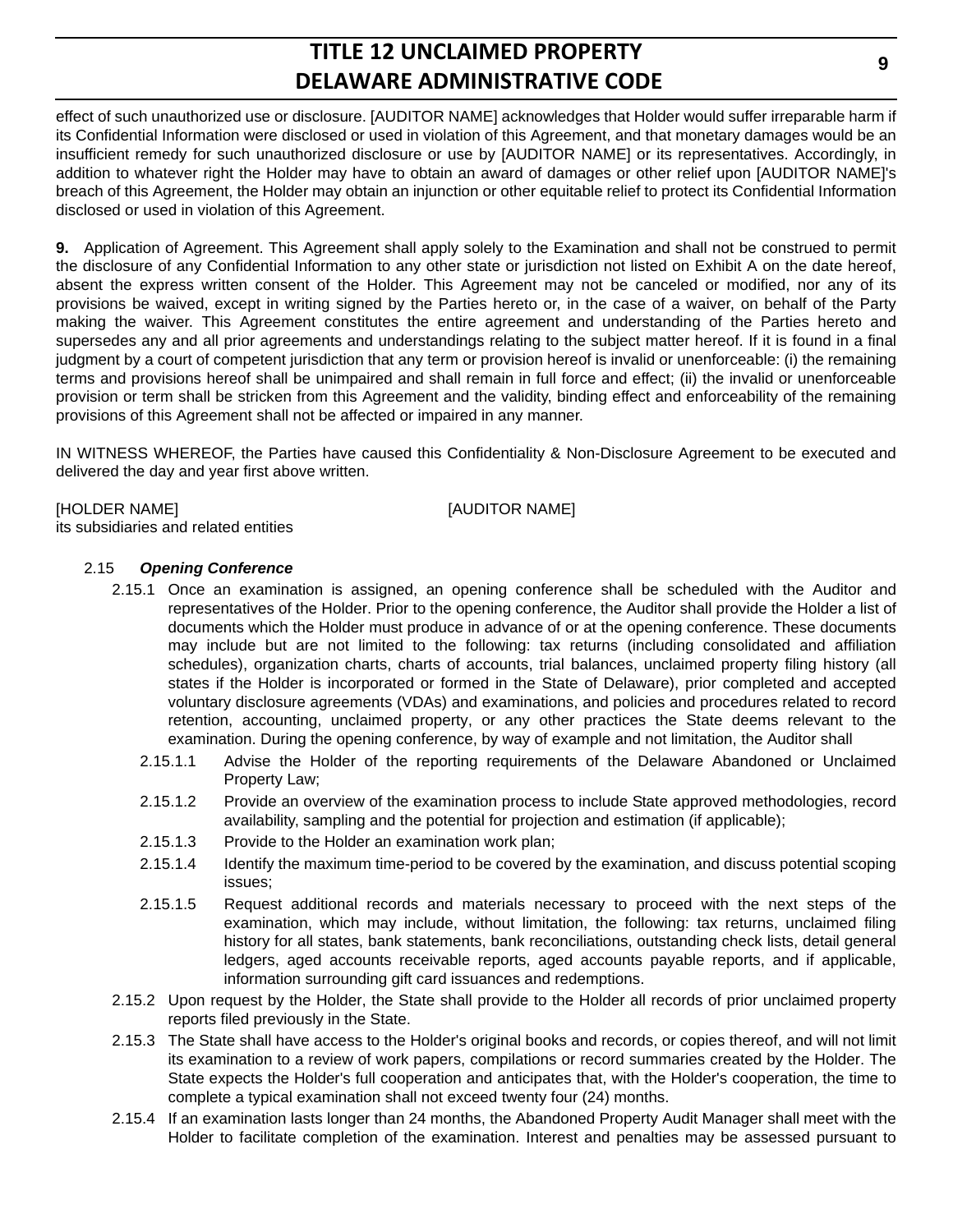effect of such unauthorized use or disclosure. [AUDITOR NAME] acknowledges that Holder would suffer irreparable harm if its Confidential Information were disclosed or used in violation of this Agreement, and that monetary damages would be an insufficient remedy for such unauthorized disclosure or use by [AUDITOR NAME] or its representatives. Accordingly, in addition to whatever right the Holder may have to obtain an award of damages or other relief upon [AUDITOR NAME]'s breach of this Agreement, the Holder may obtain an injunction or other equitable relief to protect its Confidential Information disclosed or used in violation of this Agreement.

**9.** Application of Agreement. This Agreement shall apply solely to the Examination and shall not be construed to permit the disclosure of any Confidential Information to any other state or jurisdiction not listed on Exhibit A on the date hereof, absent the express written consent of the Holder. This Agreement may not be canceled or modified, nor any of its provisions be waived, except in writing signed by the Parties hereto or, in the case of a waiver, on behalf of the Party making the waiver. This Agreement constitutes the entire agreement and understanding of the Parties hereto and supersedes any and all prior agreements and understandings relating to the subject matter hereof. If it is found in a final judgment by a court of competent jurisdiction that any term or provision hereof is invalid or unenforceable: (i) the remaining terms and provisions hereof shall be unimpaired and shall remain in full force and effect; (ii) the invalid or unenforceable provision or term shall be stricken from this Agreement and the validity, binding effect and enforceability of the remaining provisions of this Agreement shall not be affected or impaired in any manner.

IN WITNESS WHEREOF, the Parties have caused this Confidentiality & Non-Disclosure Agreement to be executed and delivered the day and year first above written.

[HOLDER NAME]
its subsidiaries and related entities

[AUDITOR NAME]

2.15 ***Opening Conference***

2.15.1 Once an examination is assigned, an opening conference shall be scheduled with the Auditor and representatives of the Holder. Prior to the opening conference, the Auditor shall provide the Holder a list of documents which the Holder must produce in advance of or at the opening conference. These documents may include but are not limited to the following: tax returns (including consolidated and affiliation schedules), organization charts, charts of accounts, trial balances, unclaimed property filing history (all states if the Holder is incorporated or formed in the State of Delaware), prior completed and accepted voluntary disclosure agreements (VDAs) and examinations, and policies and procedures related to record retention, accounting, unclaimed property, or any other practices the State deems relevant to the examination. During the opening conference, by way of example and not limitation, the Auditor shall

2.15.1.1 Advise the Holder of the reporting requirements of the Delaware Abandoned or Unclaimed Property Law;

2.15.1.2 Provide an overview of the examination process to include State approved methodologies, record availability, sampling and the potential for projection and estimation (if applicable);

2.15.1.3 Provide to the Holder an examination work plan;

2.15.1.4 Identify the maximum time-period to be covered by the examination, and discuss potential scoping issues;

2.15.1.5 Request additional records and materials necessary to proceed with the next steps of the examination, which may include, without limitation, the following: tax returns, unclaimed filing history for all states, bank statements, bank reconciliations, outstanding check lists, detail general ledgers, aged accounts receivable reports, aged accounts payable reports, and if applicable, information surrounding gift card issuances and redemptions.

2.15.2 Upon request by the Holder, the State shall provide to the Holder all records of prior unclaimed property reports filed previously in the State.

2.15.3 The State shall have access to the Holder's original books and records, or copies thereof, and will not limit its examination to a review of work papers, compilations or record summaries created by the Holder. The State expects the Holder's full cooperation and anticipates that, with the Holder's cooperation, the time to complete a typical examination shall not exceed twenty four (24) months.

2.15.4 If an examination lasts longer than 24 months, the Abandoned Property Audit Manager shall meet with the Holder to facilitate completion of the examination. Interest and penalties may be assessed pursuant to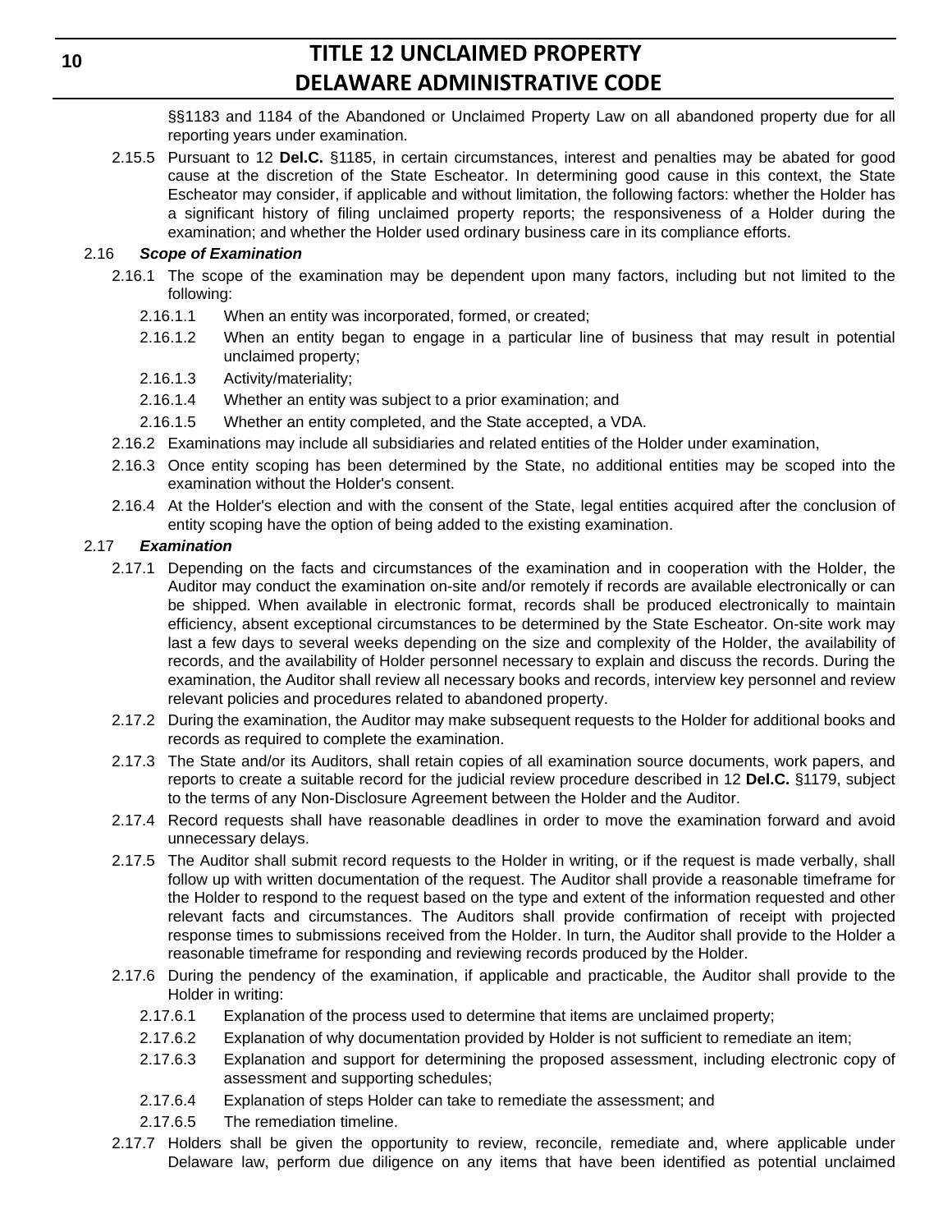§§1183 and 1184 of the Abandoned or Unclaimed Property Law on all abandoned property due for all reporting years under examination.

2.15.5 Pursuant to 12 **Del.C.** §1185, in certain circumstances, interest and penalties may be abated for good cause at the discretion of the State Escheator. In determining good cause in this context, the State Escheator may consider, if applicable and without limitation, the following factors: whether the Holder has a significant history of filing unclaimed property reports; the responsiveness of a Holder during the examination; and whether the Holder used ordinary business care in its compliance efforts.

2.16 ***Scope of Examination***

2.16.1 The scope of the examination may be dependent upon many factors, including but not limited to the following:

2.16.1.1 When an entity was incorporated, formed, or created;

2.16.1.2 When an entity began to engage in a particular line of business that may result in potential unclaimed property;

2.16.1.3 Activity/materiality;

2.16.1.4 Whether an entity was subject to a prior examination; and

2.16.1.5 Whether an entity completed, and the State accepted, a VDA.

2.16.2 Examinations may include all subsidiaries and related entities of the Holder under examination,

2.16.3 Once entity scoping has been determined by the State, no additional entities may be scoped into the examination without the Holder's consent.

2.16.4 At the Holder's election and with the consent of the State, legal entities acquired after the conclusion of entity scoping have the option of being added to the existing examination.

2.17 ***Examination***

2.17.1 Depending on the facts and circumstances of the examination and in cooperation with the Holder, the Auditor may conduct the examination on-site and/or remotely if records are available electronically or can be shipped. When available in electronic format, records shall be produced electronically to maintain efficiency, absent exceptional circumstances to be determined by the State Escheator. On-site work may last a few days to several weeks depending on the size and complexity of the Holder, the availability of records, and the availability of Holder personnel necessary to explain and discuss the records. During the examination, the Auditor shall review all necessary books and records, interview key personnel and review relevant policies and procedures related to abandoned property.

2.17.2 During the examination, the Auditor may make subsequent requests to the Holder for additional books and records as required to complete the examination.

2.17.3 The State and/or its Auditors, shall retain copies of all examination source documents, work papers, and reports to create a suitable record for the judicial review procedure described in 12 **Del.C.** §1179, subject to the terms of any Non-Disclosure Agreement between the Holder and the Auditor.

2.17.4 Record requests shall have reasonable deadlines in order to move the examination forward and avoid unnecessary delays.

2.17.5 The Auditor shall submit record requests to the Holder in writing, or if the request is made verbally, shall follow up with written documentation of the request. The Auditor shall provide a reasonable timeframe for the Holder to respond to the request based on the type and extent of the information requested and other relevant facts and circumstances. The Auditors shall provide confirmation of receipt with projected response times to submissions received from the Holder. In turn, the Auditor shall provide to the Holder a reasonable timeframe for responding and reviewing records produced by the Holder.

2.17.6 During the pendency of the examination, if applicable and practicable, the Auditor shall provide to the Holder in writing:

2.17.6.1 Explanation of the process used to determine that items are unclaimed property;

2.17.6.2 Explanation of why documentation provided by Holder is not sufficient to remediate an item;

2.17.6.3 Explanation and support for determining the proposed assessment, including electronic copy of assessment and supporting schedules;

2.17.6.4 Explanation of steps Holder can take to remediate the assessment; and

2.17.6.5 The remediation timeline.

2.17.7 Holders shall be given the opportunity to review, reconcile, remediate and, where applicable under Delaware law, perform due diligence on any items that have been identified as potential unclaimed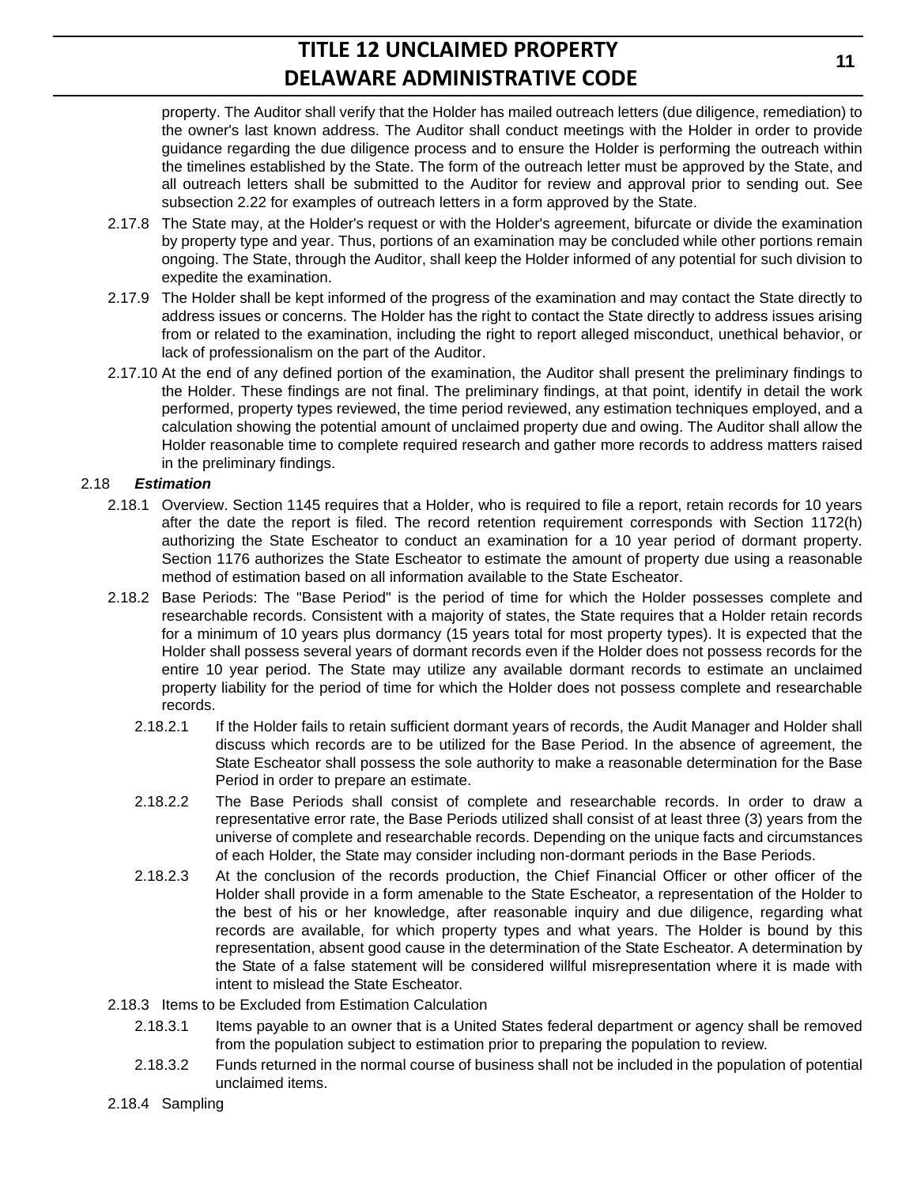property. The Auditor shall verify that the Holder has mailed outreach letters (due diligence, remediation) to the owner's last known address. The Auditor shall conduct meetings with the Holder in order to provide guidance regarding the due diligence process and to ensure the Holder is performing the outreach within the timelines established by the State. The form of the outreach letter must be approved by the State, and all outreach letters shall be submitted to the Auditor for review and approval prior to sending out. See subsection 2.22 for examples of outreach letters in a form approved by the State.

2.17.8 The State may, at the Holder's request or with the Holder's agreement, bifurcate or divide the examination by property type and year. Thus, portions of an examination may be concluded while other portions remain ongoing. The State, through the Auditor, shall keep the Holder informed of any potential for such division to expedite the examination.

2.17.9 The Holder shall be kept informed of the progress of the examination and may contact the State directly to address issues or concerns. The Holder has the right to contact the State directly to address issues arising from or related to the examination, including the right to report alleged misconduct, unethical behavior, or lack of professionalism on the part of the Auditor.

2.17.10 At the end of any defined portion of the examination, the Auditor shall present the preliminary findings to the Holder. These findings are not final. The preliminary findings, at that point, identify in detail the work performed, property types reviewed, the time period reviewed, any estimation techniques employed, and a calculation showing the potential amount of unclaimed property due and owing. The Auditor shall allow the Holder reasonable time to complete required research and gather more records to address matters raised in the preliminary findings.

2.18 ***Estimation***

2.18.1 Overview. Section 1145 requires that a Holder, who is required to file a report, retain records for 10 years after the date the report is filed. The record retention requirement corresponds with Section 1172(h) authorizing the State Escheator to conduct an examination for a 10 year period of dormant property. Section 1176 authorizes the State Escheator to estimate the amount of property due using a reasonable method of estimation based on all information available to the State Escheator.

2.18.2 Base Periods: The "Base Period" is the period of time for which the Holder possesses complete and researchable records. Consistent with a majority of states, the State requires that a Holder retain records for a minimum of 10 years plus dormancy (15 years total for most property types). It is expected that the Holder shall possess several years of dormant records even if the Holder does not possess records for the entire 10 year period. The State may utilize any available dormant records to estimate an unclaimed property liability for the period of time for which the Holder does not possess complete and researchable records.

2.18.2.1 If the Holder fails to retain sufficient dormant years of records, the Audit Manager and Holder shall discuss which records are to be utilized for the Base Period. In the absence of agreement, the State Escheator shall possess the sole authority to make a reasonable determination for the Base Period in order to prepare an estimate.

2.18.2.2 The Base Periods shall consist of complete and researchable records. In order to draw a representative error rate, the Base Periods utilized shall consist of at least three (3) years from the universe of complete and researchable records. Depending on the unique facts and circumstances of each Holder, the State may consider including non-dormant periods in the Base Periods.

2.18.2.3 At the conclusion of the records production, the Chief Financial Officer or other officer of the Holder shall provide in a form amenable to the State Escheator, a representation of the Holder to the best of his or her knowledge, after reasonable inquiry and due diligence, regarding what records are available, for which property types and what years. The Holder is bound by this representation, absent good cause in the determination of the State Escheator. A determination by the State of a false statement will be considered willful misrepresentation where it is made with intent to mislead the State Escheator.

2.18.3 Items to be Excluded from Estimation Calculation

2.18.3.1 Items payable to an owner that is a United States federal department or agency shall be removed from the population subject to estimation prior to preparing the population to review.

2.18.3.2 Funds returned in the normal course of business shall not be included in the population of potential unclaimed items.

2.18.4 Sampling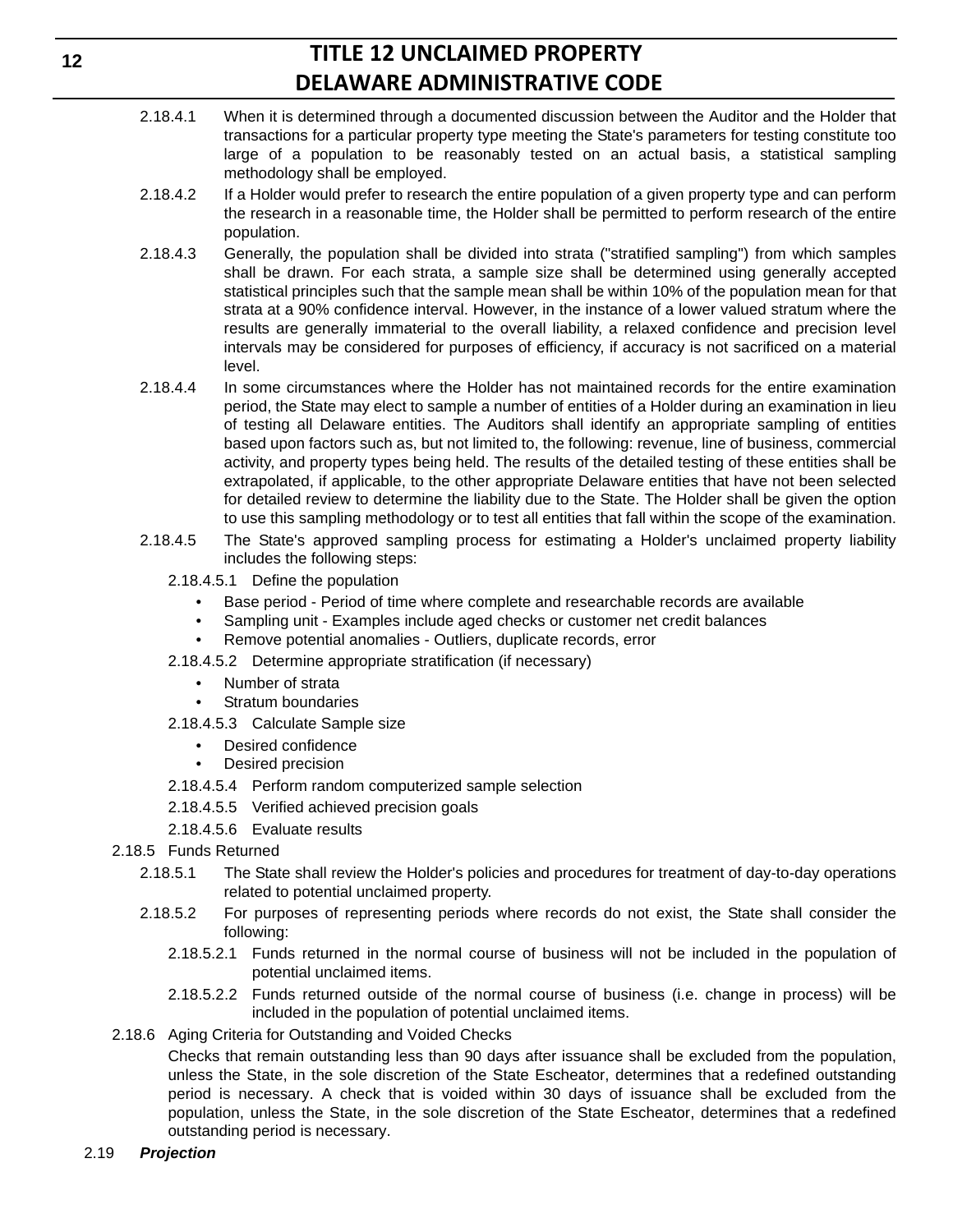2.18.4.1 When it is determined through a documented discussion between the Auditor and the Holder that transactions for a particular property type meeting the State's parameters for testing constitute too large of a population to be reasonably tested on an actual basis, a statistical sampling methodology shall be employed.

2.18.4.2 If a Holder would prefer to research the entire population of a given property type and can perform the research in a reasonable time, the Holder shall be permitted to perform research of the entire population.

2.18.4.3 Generally, the population shall be divided into strata ("stratified sampling") from which samples shall be drawn. For each strata, a sample size shall be determined using generally accepted statistical principles such that the sample mean shall be within 10% of the population mean for that strata at a 90% confidence interval. However, in the instance of a lower valued stratum where the results are generally immaterial to the overall liability, a relaxed confidence and precision level intervals may be considered for purposes of efficiency, if accuracy is not sacrificed on a material level.

2.18.4.4 In some circumstances where the Holder has not maintained records for the entire examination period, the State may elect to sample a number of entities of a Holder during an examination in lieu of testing all Delaware entities. The Auditors shall identify an appropriate sampling of entities based upon factors such as, but not limited to, the following: revenue, line of business, commercial activity, and property types being held. The results of the detailed testing of these entities shall be extrapolated, if applicable, to the other appropriate Delaware entities that have not been selected for detailed review to determine the liability due to the State. The Holder shall be given the option to use this sampling methodology or to test all entities that fall within the scope of the examination.

2.18.4.5 The State's approved sampling process for estimating a Holder's unclaimed property liability includes the following steps:

2.18.4.5.1 Define the population

- Base period - Period of time where complete and researchable records are available
- Sampling unit - Examples include aged checks or customer net credit balances
- Remove potential anomalies - Outliers, duplicate records, error

2.18.4.5.2 Determine appropriate stratification (if necessary)

- Number of strata
- Stratum boundaries

2.18.4.5.3 Calculate Sample size

- Desired confidence
- Desired precision

2.18.4.5.4 Perform random computerized sample selection

2.18.4.5.5 Verified achieved precision goals

2.18.4.5.6 Evaluate results

2.18.5 Funds Returned

2.18.5.1 The State shall review the Holder's policies and procedures for treatment of day-to-day operations related to potential unclaimed property.

2.18.5.2 For purposes of representing periods where records do not exist, the State shall consider the following:

2.18.5.2.1 Funds returned in the normal course of business will not be included in the population of potential unclaimed items.

2.18.5.2.2 Funds returned outside of the normal course of business (i.e. change in process) will be included in the population of potential unclaimed items.

2.18.6 Aging Criteria for Outstanding and Voided Checks

Checks that remain outstanding less than 90 days after issuance shall be excluded from the population, unless the State, in the sole discretion of the State Escheator, determines that a redefined outstanding period is necessary. A check that is voided within 30 days of issuance shall be excluded from the population, unless the State, in the sole discretion of the State Escheator, determines that a redefined outstanding period is necessary.

2.19 ***Projection***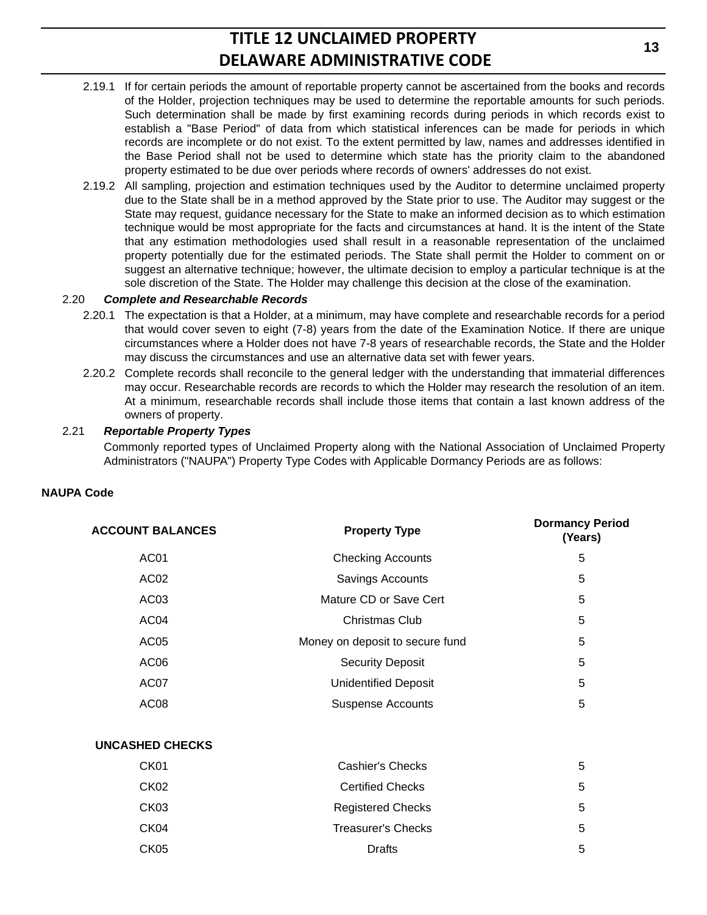2.19.1 If for certain periods the amount of reportable property cannot be ascertained from the books and records of the Holder, projection techniques may be used to determine the reportable amounts for such periods. Such determination shall be made by first examining records during periods in which records exist to establish a "Base Period" of data from which statistical inferences can be made for periods in which records are incomplete or do not exist. To the extent permitted by law, names and addresses identified in the Base Period shall not be used to determine which state has the priority claim to the abandoned property estimated to be due over periods where records of owners' addresses do not exist.

2.19.2 All sampling, projection and estimation techniques used by the Auditor to determine unclaimed property due to the State shall be in a method approved by the State prior to use. The Auditor may suggest or the State may request, guidance necessary for the State to make an informed decision as to which estimation technique would be most appropriate for the facts and circumstances at hand. It is the intent of the State that any estimation methodologies used shall result in a reasonable representation of the unclaimed property potentially due for the estimated periods. The State shall permit the Holder to comment on or suggest an alternative technique; however, the ultimate decision to employ a particular technique is at the sole discretion of the State. The Holder may challenge this decision at the close of the examination.

2.20 ***Complete and Researchable Records***

2.20.1 The expectation is that a Holder, at a minimum, may have complete and researchable records for a period that would cover seven to eight (7-8) years from the date of the Examination Notice. If there are unique circumstances where a Holder does not have 7-8 years of researchable records, the State and the Holder may discuss the circumstances and use an alternative data set with fewer years.

2.20.2 Complete records shall reconcile to the general ledger with the understanding that immaterial differences may occur. Researchable records are records to which the Holder may research the resolution of an item. At a minimum, researchable records shall include those items that contain a last known address of the owners of property.

2.21 ***Reportable Property Types***

Commonly reported types of Unclaimed Property along with the National Association of Unclaimed Property Administrators ("NAUPA") Property Type Codes with Applicable Dormancy Periods are as follows:

**NAUPA Code**

| **ACCOUNT BALANCES** | **Property Type** | **Dormancy Period (Years)** |
|---|---|---|
| AC01 | Checking Accounts | 5 |
| AC02 | Savings Accounts | 5 |
| AC03 | Mature CD or Save Cert | 5 |
| AC04 | Christmas Club | 5 |
| AC05 | Money on deposit to secure fund | 5 |
| AC06 | Security Deposit | 5 |
| AC07 | Unidentified Deposit | 5 |
| AC08 | Suspense Accounts | 5 |
| **UNCASHED CHECKS** | | |
| CK01 | Cashier's Checks | 5 |
| CK02 | Certified Checks | 5 |
| CK03 | Registered Checks | 5 |
| CK04 | Treasurer's Checks | 5 |
| CK05 | Drafts | 5 |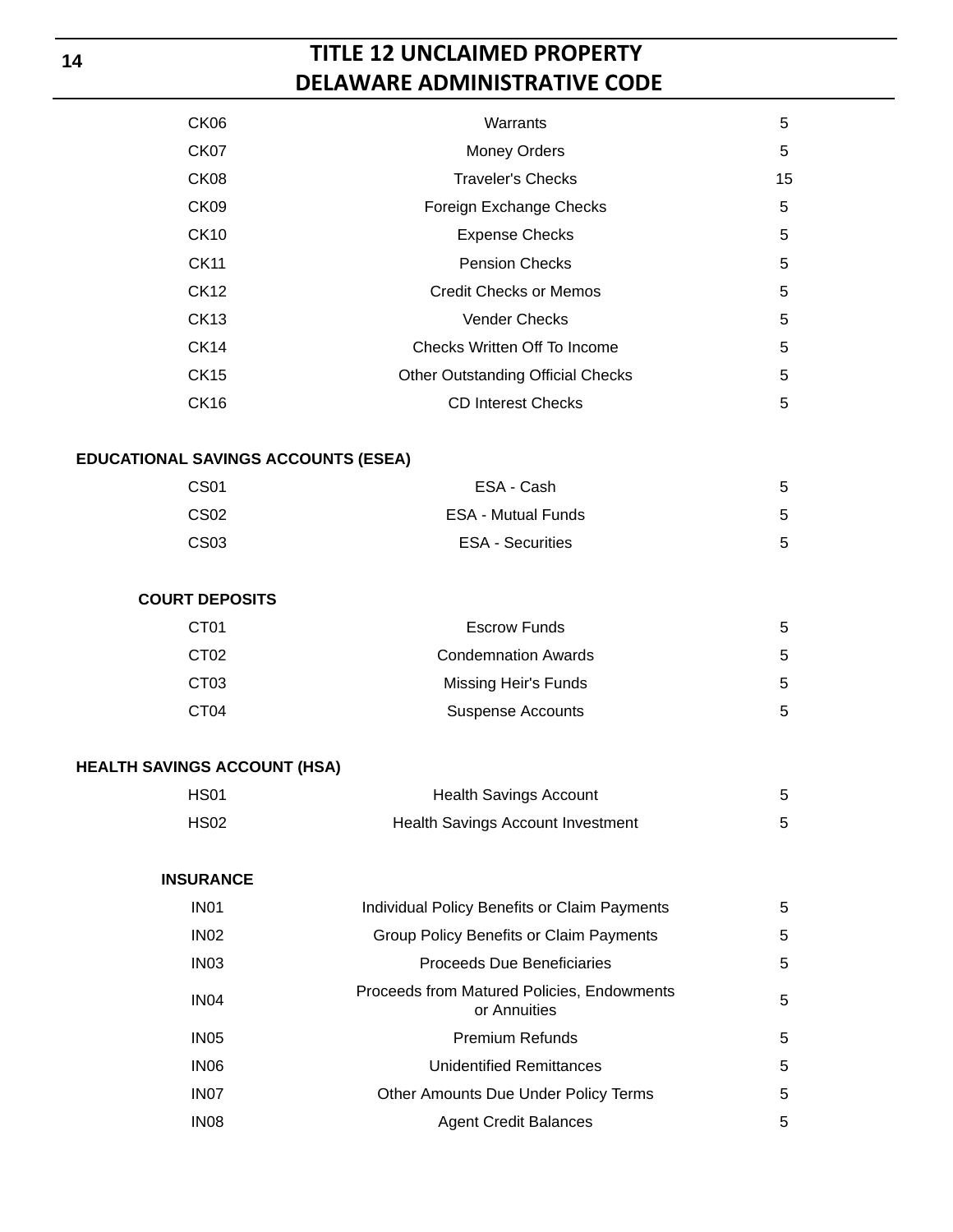| | | |
|---|---|---|
| CK06 | Warrants | 5 |
| CK07 | Money Orders | 5 |
| CK08 | Traveler's Checks | 15 |
| CK09 | Foreign Exchange Checks | 5 |
| CK10 | Expense Checks | 5 |
| CK11 | Pension Checks | 5 |
| CK12 | Credit Checks or Memos | 5 |
| CK13 | Vender Checks | 5 |
| CK14 | Checks Written Off To Income | 5 |
| CK15 | Other Outstanding Official Checks | 5 |
| CK16 | CD Interest Checks | 5 |

**EDUCATIONAL SAVINGS ACCOUNTS (ESEA)**

| | | |
|---|---|---|
| CS01 | ESA - Cash | 5 |
| CS02 | ESA - Mutual Funds | 5 |
| CS03 | ESA - Securities | 5 |

**COURT DEPOSITS**

| | | |
|---|---|---|
| CT01 | Escrow Funds | 5 |
| CT02 | Condemnation Awards | 5 |
| CT03 | Missing Heir's Funds | 5 |
| CT04 | Suspense Accounts | 5 |

**HEALTH SAVINGS ACCOUNT (HSA)**

| | | |
|---|---|---|
| HS01 | Health Savings Account | 5 |
| HS02 | Health Savings Account Investment | 5 |

**INSURANCE**

| | | |
|---|---|---|
| IN01 | Individual Policy Benefits or Claim Payments | 5 |
| IN02 | Group Policy Benefits or Claim Payments | 5 |
| IN03 | Proceeds Due Beneficiaries | 5 |
| IN04 | Proceeds from Matured Policies, Endowments or Annuities | 5 |
| IN05 | Premium Refunds | 5 |
| IN06 | Unidentified Remittances | 5 |
| IN07 | Other Amounts Due Under Policy Terms | 5 |
| IN08 | Agent Credit Balances | 5 |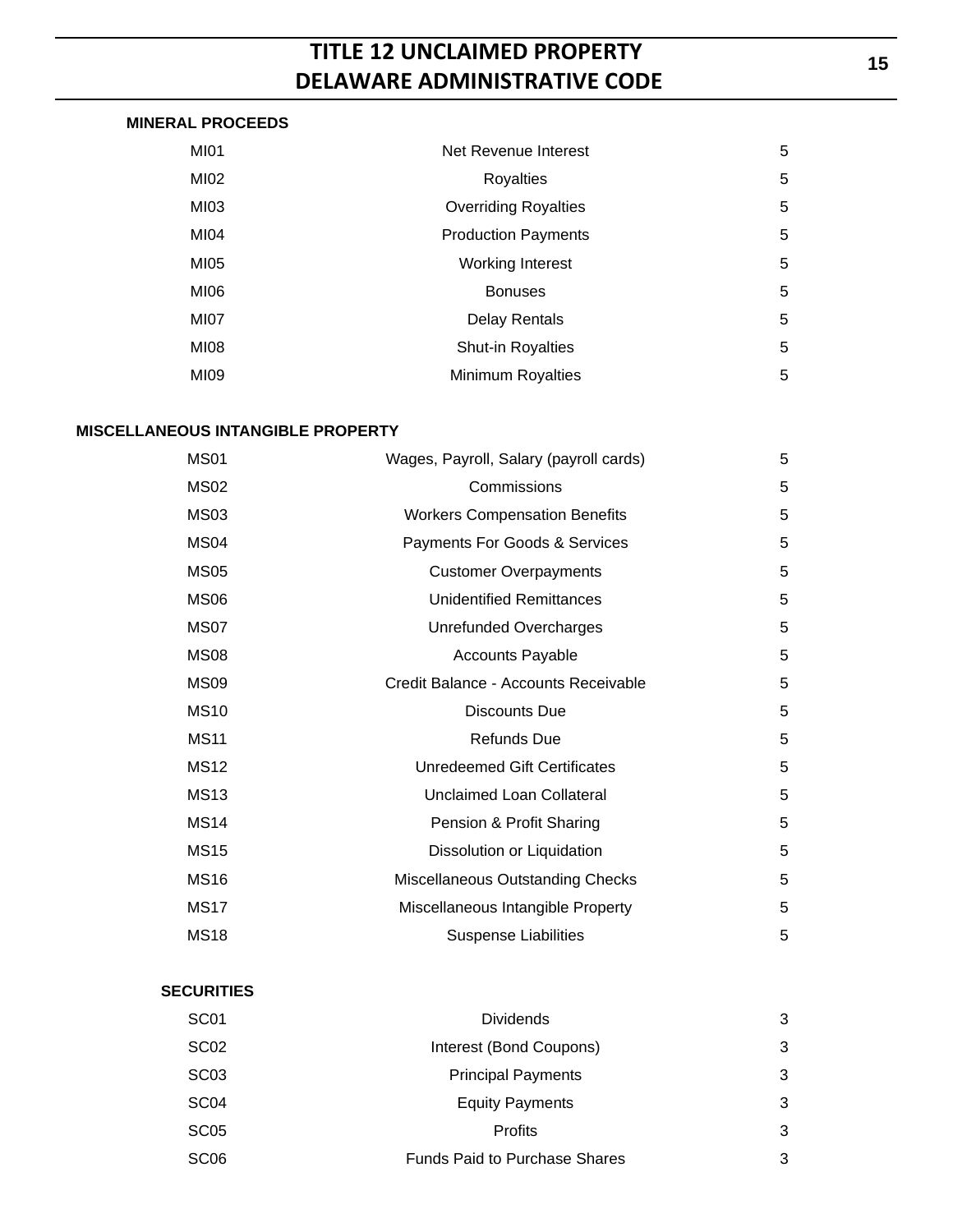**MINERAL PROCEEDS**

| | | |
|---|---|---|
| MI01 | Net Revenue Interest | 5 |
| MI02 | Royalties | 5 |
| MI03 | Overriding Royalties | 5 |
| MI04 | Production Payments | 5 |
| MI05 | Working Interest | 5 |
| MI06 | Bonuses | 5 |
| MI07 | Delay Rentals | 5 |
| MI08 | Shut-in Royalties | 5 |
| MI09 | Minimum Royalties | 5 |

**MISCELLANEOUS INTANGIBLE PROPERTY**

| | | |
|---|---|---|
| MS01 | Wages, Payroll, Salary (payroll cards) | 5 |
| MS02 | Commissions | 5 |
| MS03 | Workers Compensation Benefits | 5 |
| MS04 | Payments For Goods & Services | 5 |
| MS05 | Customer Overpayments | 5 |
| MS06 | Unidentified Remittances | 5 |
| MS07 | Unrefunded Overcharges | 5 |
| MS08 | Accounts Payable | 5 |
| MS09 | Credit Balance - Accounts Receivable | 5 |
| MS10 | Discounts Due | 5 |
| MS11 | Refunds Due | 5 |
| MS12 | Unredeemed Gift Certificates | 5 |
| MS13 | Unclaimed Loan Collateral | 5 |
| MS14 | Pension & Profit Sharing | 5 |
| MS15 | Dissolution or Liquidation | 5 |
| MS16 | Miscellaneous Outstanding Checks | 5 |
| MS17 | Miscellaneous Intangible Property | 5 |
| MS18 | Suspense Liabilities | 5 |

**SECURITIES**

| | | |
|---|---|---|
| SC01 | Dividends | 3 |
| SC02 | Interest (Bond Coupons) | 3 |
| SC03 | Principal Payments | 3 |
| SC04 | Equity Payments | 3 |
| SC05 | Profits | 3 |
| SC06 | Funds Paid to Purchase Shares | 3 |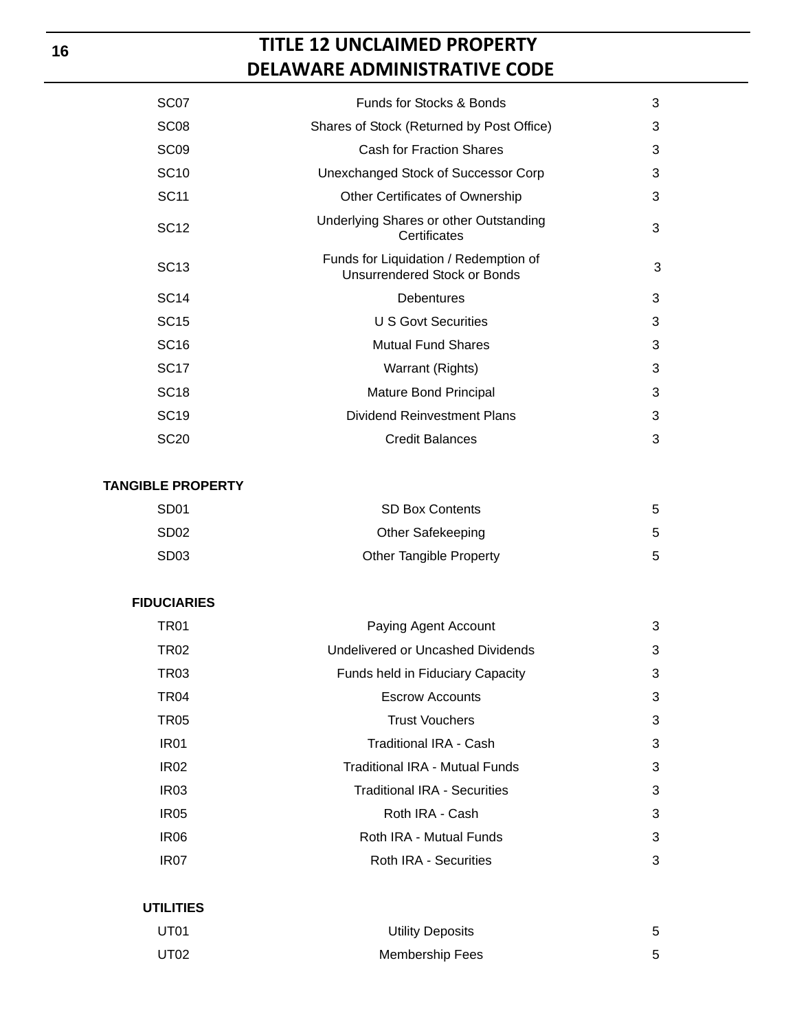| | | |
|---|---|---|
| SC07 | Funds for Stocks & Bonds | 3 |
| SC08 | Shares of Stock (Returned by Post Office) | 3 |
| SC09 | Cash for Fraction Shares | 3 |
| SC10 | Unexchanged Stock of Successor Corp | 3 |
| SC11 | Other Certificates of Ownership | 3 |
| SC12 | Underlying Shares or other Outstanding Certificates | 3 |
| SC13 | Funds for Liquidation / Redemption of Unsurrendered Stock or Bonds | 3 |
| SC14 | Debentures | 3 |
| SC15 | U S Govt Securities | 3 |
| SC16 | Mutual Fund Shares | 3 |
| SC17 | Warrant (Rights) | 3 |
| SC18 | Mature Bond Principal | 3 |
| SC19 | Dividend Reinvestment Plans | 3 |
| SC20 | Credit Balances | 3 |
| **TANGIBLE PROPERTY** | | |
| SD01 | SD Box Contents | 5 |
| SD02 | Other Safekeeping | 5 |
| SD03 | Other Tangible Property | 5 |
| **FIDUCIARIES** | | |
| TR01 | Paying Agent Account | 3 |
| TR02 | Undelivered or Uncashed Dividends | 3 |
| TR03 | Funds held in Fiduciary Capacity | 3 |
| TR04 | Escrow Accounts | 3 |
| TR05 | Trust Vouchers | 3 |
| IR01 | Traditional IRA - Cash | 3 |
| IR02 | Traditional IRA - Mutual Funds | 3 |
| IR03 | Traditional IRA - Securities | 3 |
| IR05 | Roth IRA - Cash | 3 |
| IR06 | Roth IRA - Mutual Funds | 3 |
| IR07 | Roth IRA - Securities | 3 |
| **UTILITIES** | | |
| UT01 | Utility Deposits | 5 |
| UT02 | Membership Fees | 5 |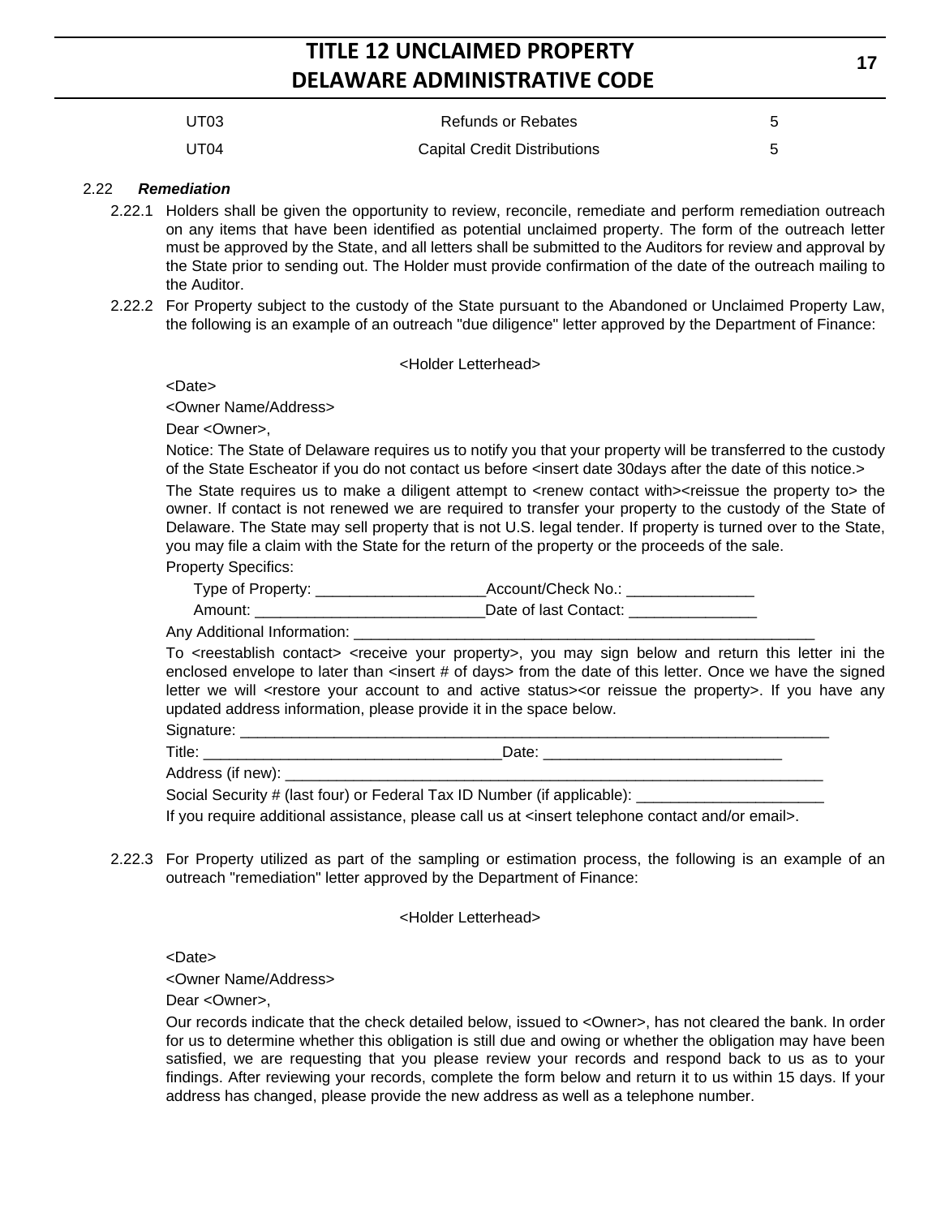| UT03 | Refunds or Rebates | 5 |
|---|---|---|
| UT04 | Capital Credit Distributions | 5 |

2.22 ***Remediation***

2.22.1 Holders shall be given the opportunity to review, reconcile, remediate and perform remediation outreach on any items that have been identified as potential unclaimed property. The form of the outreach letter must be approved by the State, and all letters shall be submitted to the Auditors for review and approval by the State prior to sending out. The Holder must provide confirmation of the date of the outreach mailing to the Auditor.

2.22.2 For Property subject to the custody of the State pursuant to the Abandoned or Unclaimed Property Law, the following is an example of an outreach "due diligence" letter approved by the Department of Finance:

<Holder Letterhead>

<Date>

<Owner Name/Address>

Dear <Owner>,

Notice: The State of Delaware requires us to notify you that your property will be transferred to the custody of the State Escheator if you do not contact us before <insert date 30days after the date of this notice.>

The State requires us to make a diligent attempt to <renew contact with><reissue the property to> the owner. If contact is not renewed we are required to transfer your property to the custody of the State of Delaware. The State may sell property that is not U.S. legal tender. If property is turned over to the State, you may file a claim with the State for the return of the property or the proceeds of the sale.

Property Specifics:

Type of Property: ____________________Account/Check No.: _______________

Amount: ____________________________Date of last Contact: _______________

Any Additional Information: ________________________________________________________

To <reestablish contact> <receive your property>, you may sign below and return this letter ini the enclosed envelope to later than <insert # of days> from the date of this letter. Once we have the signed letter we will <restore your account to and active status><or reissue the property>. If you have any updated address information, please provide it in the space below.

Signature: ________________________________________________________________________

Title: __________________________________Date: ____________________________

Address (if new): __________________________________________________________________

Social Security # (last four) or Federal Tax ID Number (if applicable): ______________________

If you require additional assistance, please call us at <insert telephone contact and/or email>.

2.22.3 For Property utilized as part of the sampling or estimation process, the following is an example of an outreach "remediation" letter approved by the Department of Finance:

<Holder Letterhead>

<Date>

<Owner Name/Address>

Dear <Owner>,

Our records indicate that the check detailed below, issued to <Owner>, has not cleared the bank. In order for us to determine whether this obligation is still due and owing or whether the obligation may have been satisfied, we are requesting that you please review your records and respond back to us as to your findings. After reviewing your records, complete the form below and return it to us within 15 days. If your address has changed, please provide the new address as well as a telephone number.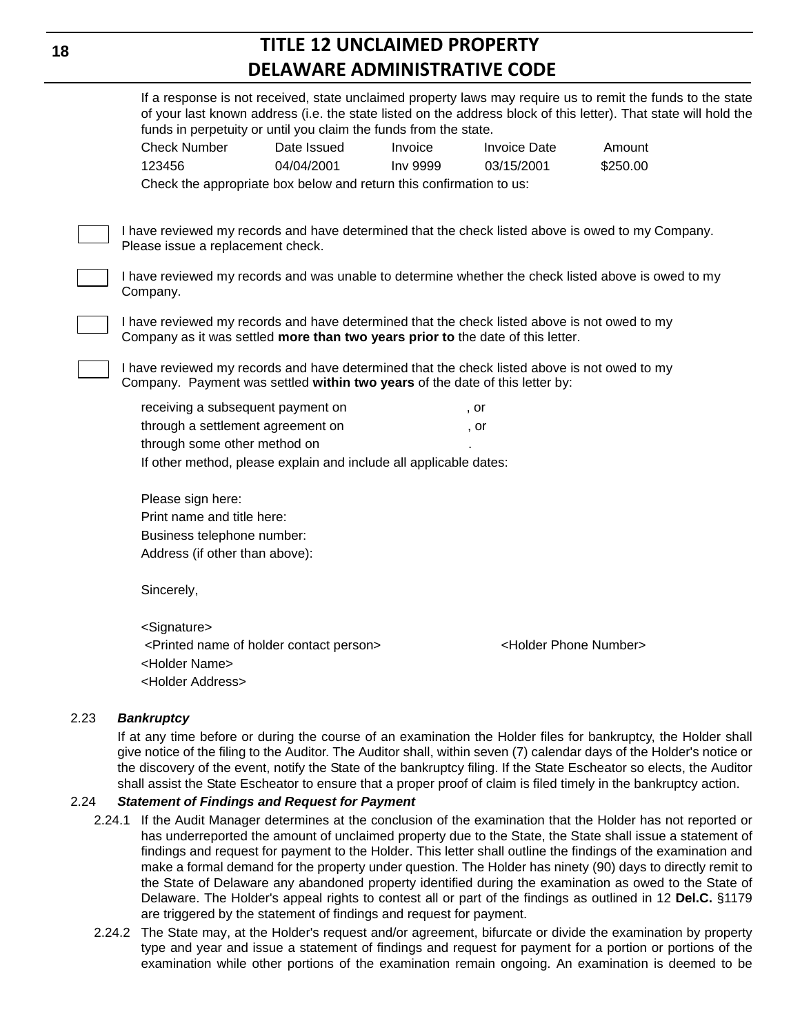If a response is not received, state unclaimed property laws may require us to remit the funds to the state of your last known address (i.e. the state listed on the address block of this letter). That state will hold the funds in perpetuity or until you claim the funds from the state.

| Check Number | Date Issued | Invoice | Invoice Date | Amount |
|---|---|---|---|---|
| 123456 | 04/04/2001 | Inv 9999 | 03/15/2001 | $250.00 |

Check the appropriate box below and return this confirmation to us:

☐ I have reviewed my records and have determined that the check listed above is owed to my Company. Please issue a replacement check.

☐ I have reviewed my records and was unable to determine whether the check listed above is owed to my Company.

☐ I have reviewed my records and have determined that the check listed above is not owed to my Company as it was settled **more than two years prior to** the date of this letter.

☐ I have reviewed my records and have determined that the check listed above is not owed to my Company. Payment was settled **within two years** of the date of this letter by:

receiving a subsequent payment on , or
through a settlement agreement on , or
through some other method on .
If other method, please explain and include all applicable dates:

Please sign here:
Print name and title here:
Business telephone number:
Address (if other than above):

Sincerely,

<Signature>
<Printed name of holder contact person> <Holder Phone Number>
<Holder Name>
<Holder Address>

2.23 ***Bankruptcy***

If at any time before or during the course of an examination the Holder files for bankruptcy, the Holder shall give notice of the filing to the Auditor. The Auditor shall, within seven (7) calendar days of the Holder's notice or the discovery of the event, notify the State of the bankruptcy filing. If the State Escheator so elects, the Auditor shall assist the State Escheator to ensure that a proper proof of claim is filed timely in the bankruptcy action.

2.24 ***Statement of Findings and Request for Payment***

2.24.1 If the Audit Manager determines at the conclusion of the examination that the Holder has not reported or has underreported the amount of unclaimed property due to the State, the State shall issue a statement of findings and request for payment to the Holder. This letter shall outline the findings of the examination and make a formal demand for the property under question. The Holder has ninety (90) days to directly remit to the State of Delaware any abandoned property identified during the examination as owed to the State of Delaware. The Holder's appeal rights to contest all or part of the findings as outlined in 12 **Del.C.** §1179 are triggered by the statement of findings and request for payment.

2.24.2 The State may, at the Holder's request and/or agreement, bifurcate or divide the examination by property type and year and issue a statement of findings and request for payment for a portion or portions of the examination while other portions of the examination remain ongoing. An examination is deemed to be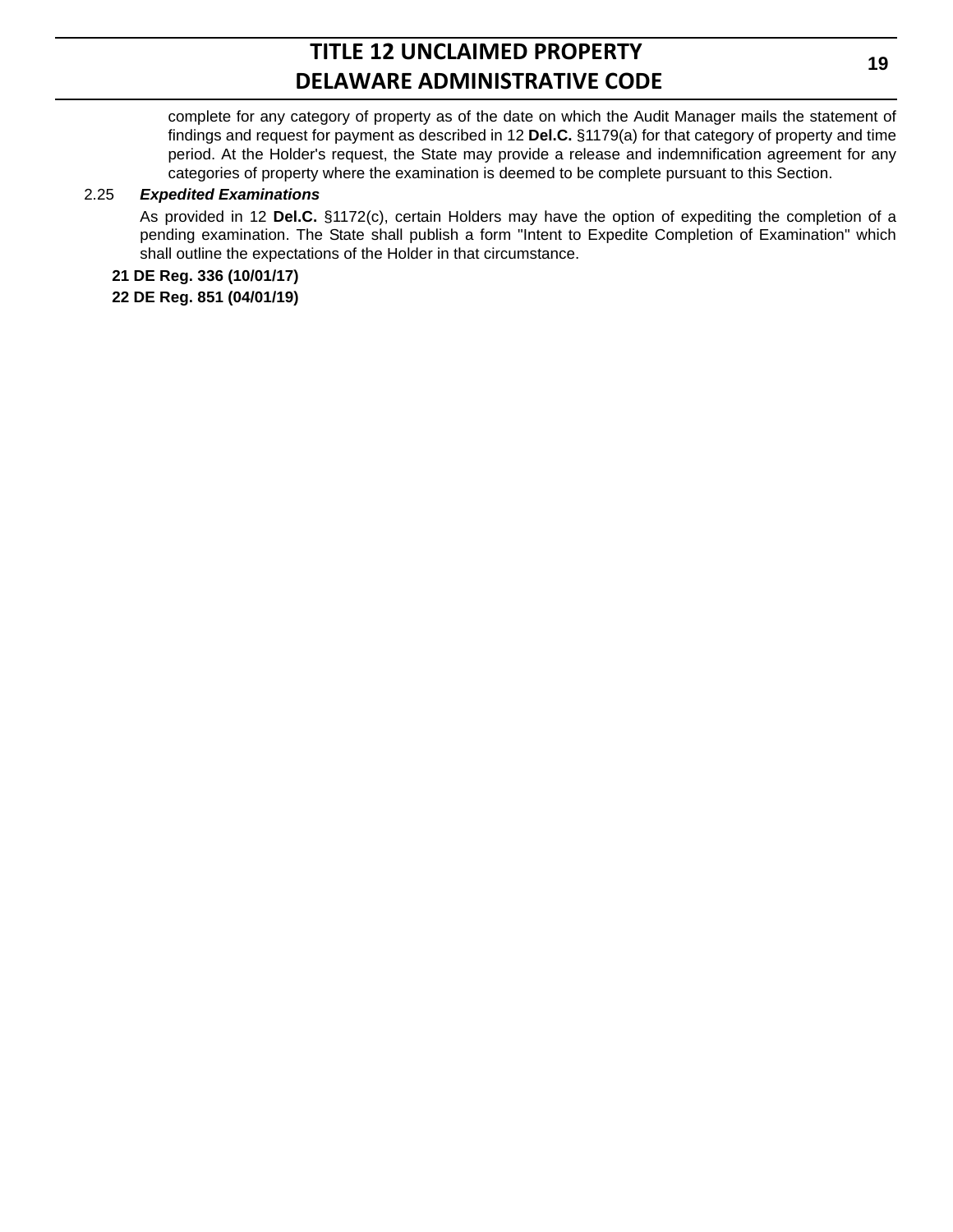complete for any category of property as of the date on which the Audit Manager mails the statement of findings and request for payment as described in 12 **Del.C.** §1179(a) for that category of property and time period. At the Holder's request, the State may provide a release and indemnification agreement for any categories of property where the examination is deemed to be complete pursuant to this Section.

2.25 ***Expedited Examinations***

As provided in 12 **Del.C.** §1172(c), certain Holders may have the option of expediting the completion of a pending examination. The State shall publish a form "Intent to Expedite Completion of Examination" which shall outline the expectations of the Holder in that circumstance.

**21 DE Reg. 336 (10/01/17)**

**22 DE Reg. 851 (04/01/19)**